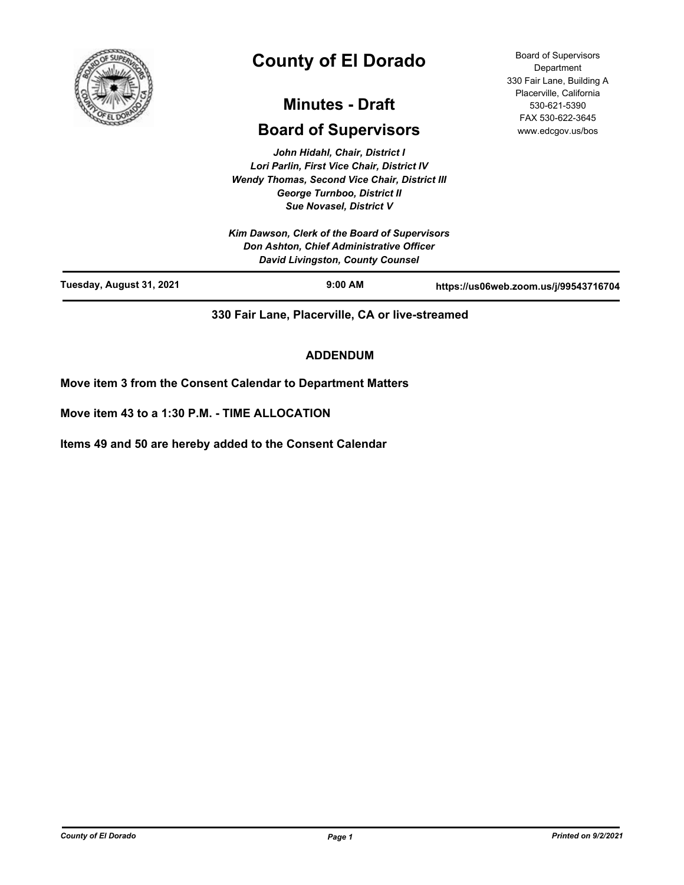# County of El Dorado

## Minutes - Draft

## Board of Supervisors

Board of Supervisors Department
330 Fair Lane, Building A
Placerville, California
530-621-5390
FAX 530-622-3645
www.edcgov.us/bos

*John Hidahl, Chair, District I*
*Lori Parlin, First Vice Chair, District IV*
*Wendy Thomas, Second Vice Chair, District III*
*George Turnboo, District II*
*Sue Novasel, District V*

*Kim Dawson, Clerk of the Board of Supervisors*
*Don Ashton, Chief Administrative Officer*
*David Livingston, County Counsel*

**Tuesday, August 31, 2021** | **9:00 AM** | **https://us06web.zoom.us/j/99543716704**

**330 Fair Lane, Placerville, CA or live-streamed**

**ADDENDUM**

**Move item 3 from the Consent Calendar to Department Matters**

**Move item 43 to a 1:30 P.M. - TIME ALLOCATION**

**Items 49 and 50 are hereby added to the Consent Calendar**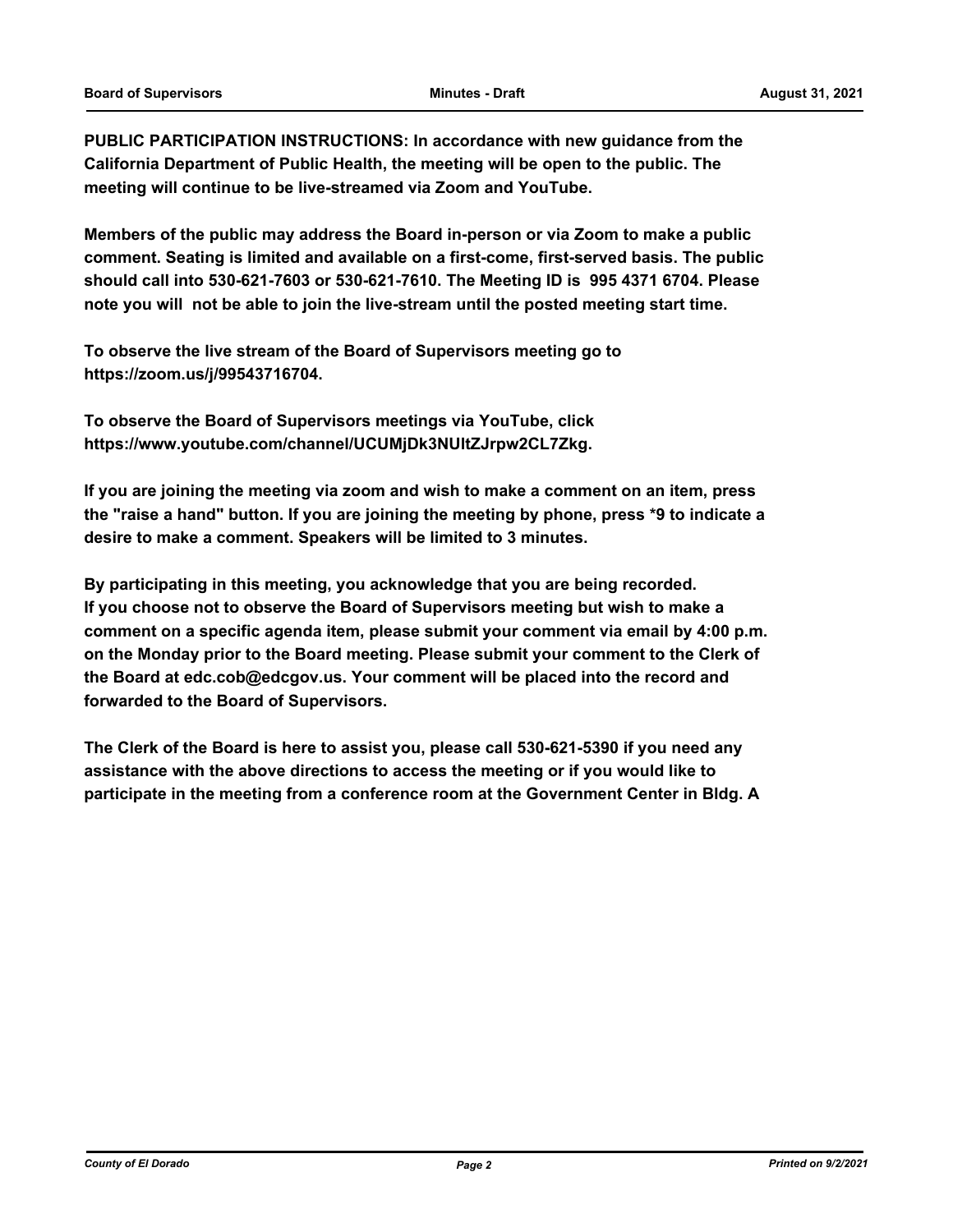**PUBLIC PARTICIPATION INSTRUCTIONS: In accordance with new guidance from the California Department of Public Health, the meeting will be open to the public. The meeting will continue to be live-streamed via Zoom and YouTube.**

**Members of the public may address the Board in-person or via Zoom to make a public comment. Seating is limited and available on a first-come, first-served basis. The public should call into 530-621-7603 or 530-621-7610. The Meeting ID is 995 4371 6704. Please note you will not be able to join the live-stream until the posted meeting start time.**

**To observe the live stream of the Board of Supervisors meeting go to https://zoom.us/j/99543716704.**

**To observe the Board of Supervisors meetings via YouTube, click https://www.youtube.com/channel/UCUMjDk3NUltZJrpw2CL7Zkg.**

**If you are joining the meeting via zoom and wish to make a comment on an item, press the "raise a hand" button. If you are joining the meeting by phone, press *9 to indicate a desire to make a comment. Speakers will be limited to 3 minutes.**

**By participating in this meeting, you acknowledge that you are being recorded. If you choose not to observe the Board of Supervisors meeting but wish to make a comment on a specific agenda item, please submit your comment via email by 4:00 p.m. on the Monday prior to the Board meeting. Please submit your comment to the Clerk of the Board at edc.cob@edcgov.us. Your comment will be placed into the record and forwarded to the Board of Supervisors.**

**The Clerk of the Board is here to assist you, please call 530-621-5390 if you need any assistance with the above directions to access the meeting or if you would like to participate in the meeting from a conference room at the Government Center in Bldg. A**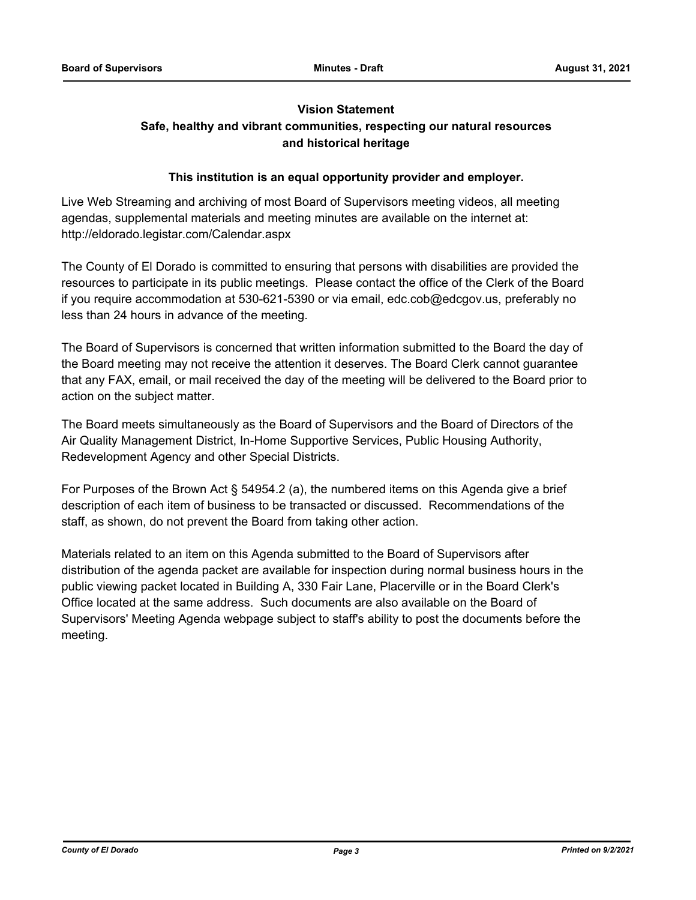**Vision Statement**

**Safe, healthy and vibrant communities, respecting our natural resources and historical heritage**

**This institution is an equal opportunity provider and employer.**

Live Web Streaming and archiving of most Board of Supervisors meeting videos, all meeting agendas, supplemental materials and meeting minutes are available on the internet at: http://eldorado.legistar.com/Calendar.aspx

The County of El Dorado is committed to ensuring that persons with disabilities are provided the resources to participate in its public meetings. Please contact the office of the Clerk of the Board if you require accommodation at 530-621-5390 or via email, edc.cob@edcgov.us, preferably no less than 24 hours in advance of the meeting.

The Board of Supervisors is concerned that written information submitted to the Board the day of the Board meeting may not receive the attention it deserves. The Board Clerk cannot guarantee that any FAX, email, or mail received the day of the meeting will be delivered to the Board prior to action on the subject matter.

The Board meets simultaneously as the Board of Supervisors and the Board of Directors of the Air Quality Management District, In-Home Supportive Services, Public Housing Authority, Redevelopment Agency and other Special Districts.

For Purposes of the Brown Act § 54954.2 (a), the numbered items on this Agenda give a brief description of each item of business to be transacted or discussed. Recommendations of the staff, as shown, do not prevent the Board from taking other action.

Materials related to an item on this Agenda submitted to the Board of Supervisors after distribution of the agenda packet are available for inspection during normal business hours in the public viewing packet located in Building A, 330 Fair Lane, Placerville or in the Board Clerk's Office located at the same address. Such documents are also available on the Board of Supervisors' Meeting Agenda webpage subject to staff's ability to post the documents before the meeting.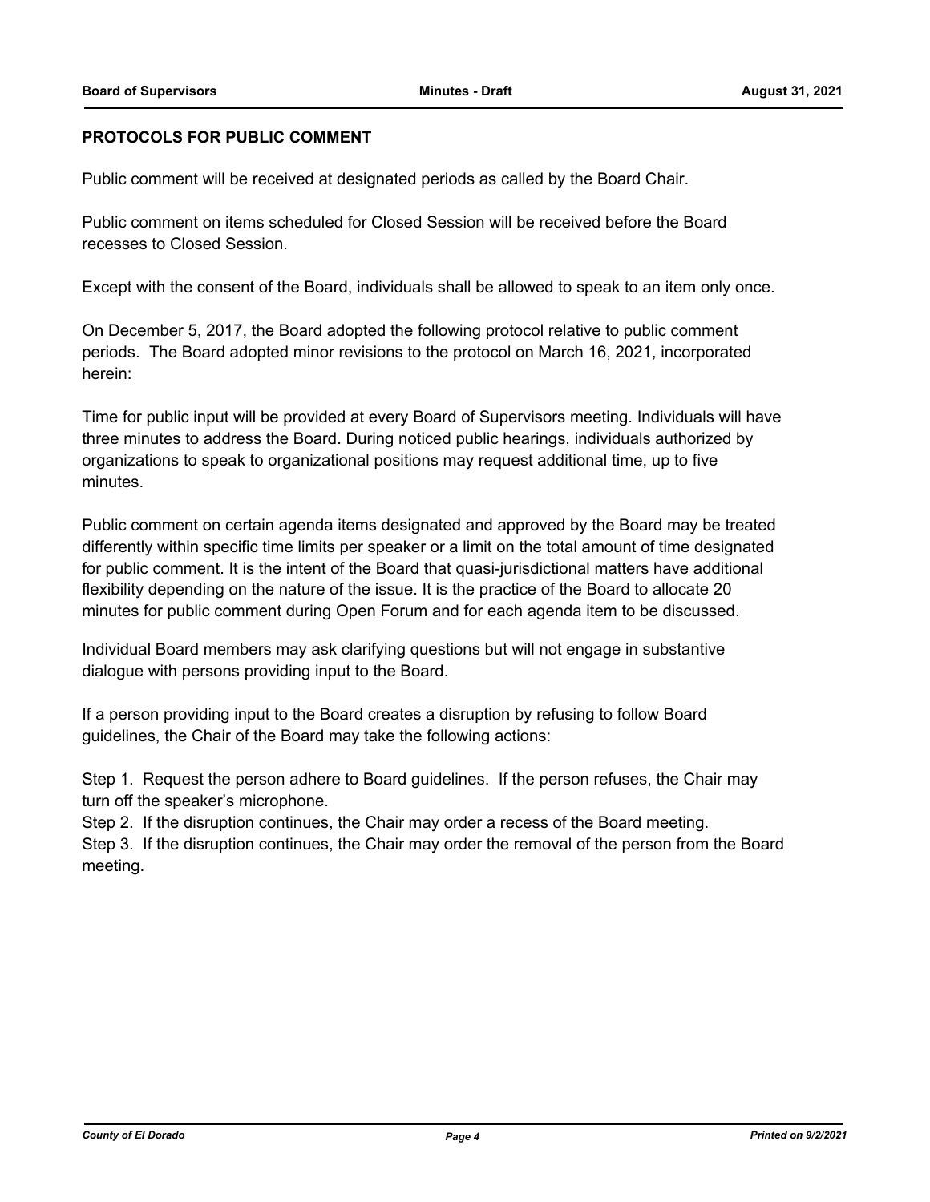**PROTOCOLS FOR PUBLIC COMMENT**

Public comment will be received at designated periods as called by the Board Chair.

Public comment on items scheduled for Closed Session will be received before the Board recesses to Closed Session.

Except with the consent of the Board, individuals shall be allowed to speak to an item only once.

On December 5, 2017, the Board adopted the following protocol relative to public comment periods. The Board adopted minor revisions to the protocol on March 16, 2021, incorporated herein:

Time for public input will be provided at every Board of Supervisors meeting. Individuals will have three minutes to address the Board. During noticed public hearings, individuals authorized by organizations to speak to organizational positions may request additional time, up to five minutes.

Public comment on certain agenda items designated and approved by the Board may be treated differently within specific time limits per speaker or a limit on the total amount of time designated for public comment. It is the intent of the Board that quasi-jurisdictional matters have additional flexibility depending on the nature of the issue. It is the practice of the Board to allocate 20 minutes for public comment during Open Forum and for each agenda item to be discussed.

Individual Board members may ask clarifying questions but will not engage in substantive dialogue with persons providing input to the Board.

If a person providing input to the Board creates a disruption by refusing to follow Board guidelines, the Chair of the Board may take the following actions:

Step 1. Request the person adhere to Board guidelines. If the person refuses, the Chair may turn off the speaker's microphone.
Step 2. If the disruption continues, the Chair may order a recess of the Board meeting.
Step 3. If the disruption continues, the Chair may order the removal of the person from the Board meeting.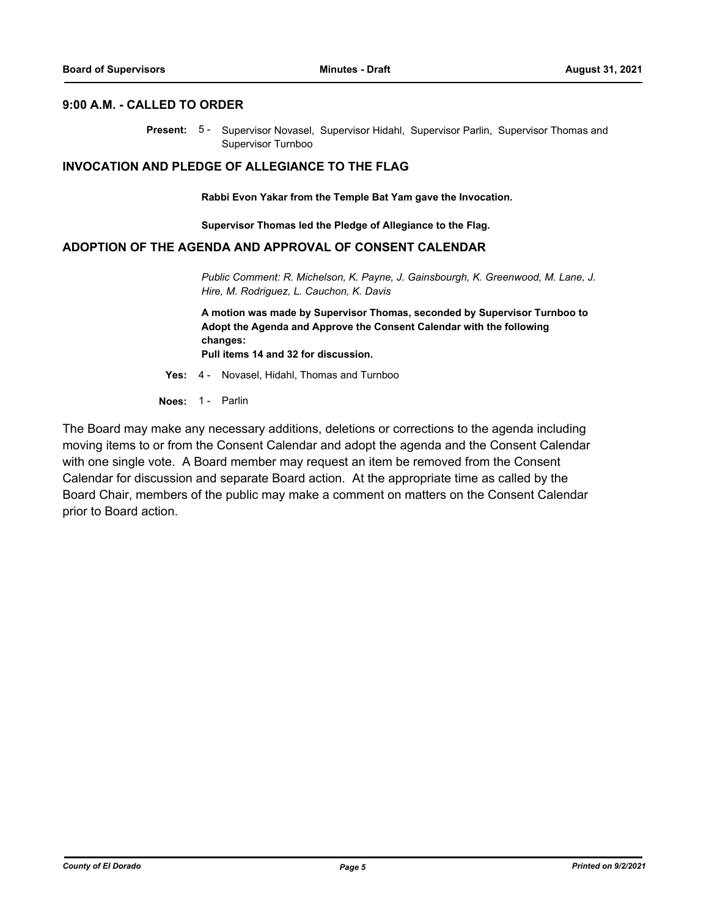## 9:00 A.M. - CALLED TO ORDER

**Present:** 5 - Supervisor Novasel, Supervisor Hidahl, Supervisor Parlin, Supervisor Thomas and Supervisor Turnboo

## INVOCATION AND PLEDGE OF ALLEGIANCE TO THE FLAG

**Rabbi Evon Yakar from the Temple Bat Yam gave the Invocation.**

**Supervisor Thomas led the Pledge of Allegiance to the Flag.**

## ADOPTION OF THE AGENDA AND APPROVAL OF CONSENT CALENDAR

*Public Comment: R. Michelson, K. Payne, J. Gainsbourgh, K. Greenwood, M. Lane, J. Hire, M. Rodriguez, L. Cauchon, K. Davis*

**A motion was made by Supervisor Thomas, seconded by Supervisor Turnboo to Adopt the Agenda and Approve the Consent Calendar with the following changes:**
**Pull items 14 and 32 for discussion.**

**Yes:** 4 - Novasel, Hidahl, Thomas and Turnboo

**Noes:** 1 - Parlin

The Board may make any necessary additions, deletions or corrections to the agenda including moving items to or from the Consent Calendar and adopt the agenda and the Consent Calendar with one single vote. A Board member may request an item be removed from the Consent Calendar for discussion and separate Board action. At the appropriate time as called by the Board Chair, members of the public may make a comment on matters on the Consent Calendar prior to Board action.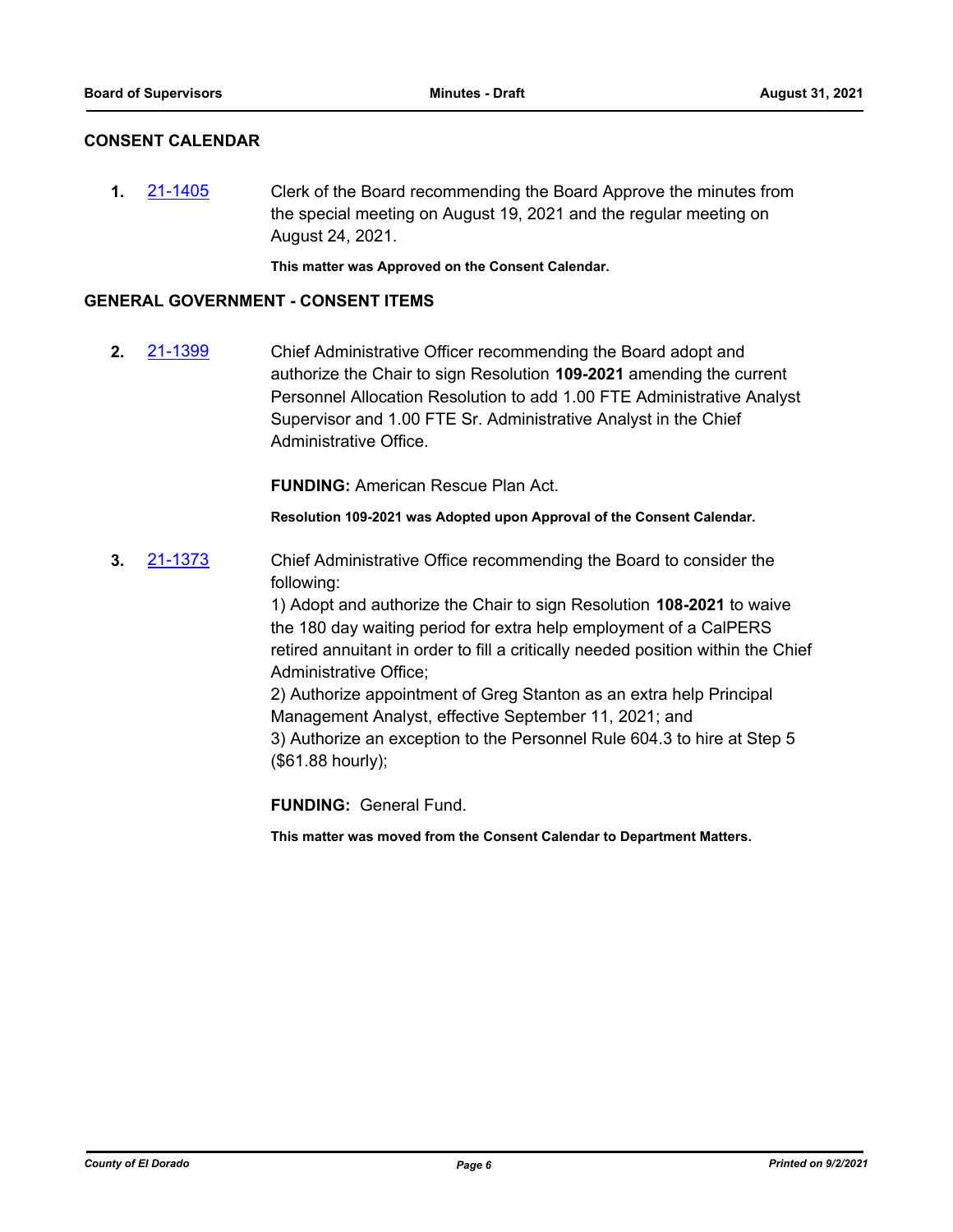## CONSENT CALENDAR

**1.** 21-1405 Clerk of the Board recommending the Board Approve the minutes from the special meeting on August 19, 2021 and the regular meeting on August 24, 2021.

**This matter was Approved on the Consent Calendar.**

## GENERAL GOVERNMENT - CONSENT ITEMS

**2.** 21-1399 Chief Administrative Officer recommending the Board adopt and authorize the Chair to sign Resolution **109-2021** amending the current Personnel Allocation Resolution to add 1.00 FTE Administrative Analyst Supervisor and 1.00 FTE Sr. Administrative Analyst in the Chief Administrative Office.

**FUNDING:** American Rescue Plan Act.

**Resolution 109-2021 was Adopted upon Approval of the Consent Calendar.**

**3.** 21-1373 Chief Administrative Office recommending the Board to consider the following:

1) Adopt and authorize the Chair to sign Resolution **108-2021** to waive the 180 day waiting period for extra help employment of a CalPERS retired annuitant in order to fill a critically needed position within the Chief Administrative Office;

2) Authorize appointment of Greg Stanton as an extra help Principal Management Analyst, effective September 11, 2021; and

3) Authorize an exception to the Personnel Rule 604.3 to hire at Step 5 ($61.88 hourly);

**FUNDING:** General Fund.

**This matter was moved from the Consent Calendar to Department Matters.**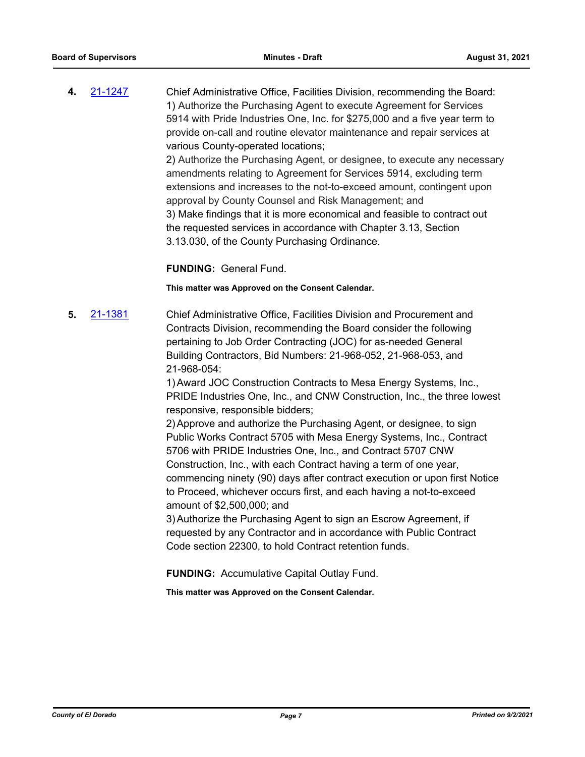**4.** [21-1247](21-1247)

Chief Administrative Office, Facilities Division, recommending the Board:
1) Authorize the Purchasing Agent to execute Agreement for Services 5914 with Pride Industries One, Inc. for $275,000 and a five year term to provide on-call and routine elevator maintenance and repair services at various County-operated locations;
2) Authorize the Purchasing Agent, or designee, to execute any necessary amendments relating to Agreement for Services 5914, excluding term extensions and increases to the not-to-exceed amount, contingent upon approval by County Counsel and Risk Management; and
3) Make findings that it is more economical and feasible to contract out the requested services in accordance with Chapter 3.13, Section 3.13.030, of the County Purchasing Ordinance.

**FUNDING:** General Fund.

**This matter was Approved on the Consent Calendar.**

**5.** [21-1381](21-1381)

Chief Administrative Office, Facilities Division and Procurement and Contracts Division, recommending the Board consider the following pertaining to Job Order Contracting (JOC) for as-needed General Building Contractors, Bid Numbers: 21-968-052, 21-968-053, and 21-968-054:
1) Award JOC Construction Contracts to Mesa Energy Systems, Inc., PRIDE Industries One, Inc., and CNW Construction, Inc., the three lowest responsive, responsible bidders;
2) Approve and authorize the Purchasing Agent, or designee, to sign Public Works Contract 5705 with Mesa Energy Systems, Inc., Contract 5706 with PRIDE Industries One, Inc., and Contract 5707 CNW Construction, Inc., with each Contract having a term of one year, commencing ninety (90) days after contract execution or upon first Notice to Proceed, whichever occurs first, and each having a not-to-exceed amount of $2,500,000; and
3) Authorize the Purchasing Agent to sign an Escrow Agreement, if requested by any Contractor and in accordance with Public Contract Code section 22300, to hold Contract retention funds.

**FUNDING:** Accumulative Capital Outlay Fund.

**This matter was Approved on the Consent Calendar.**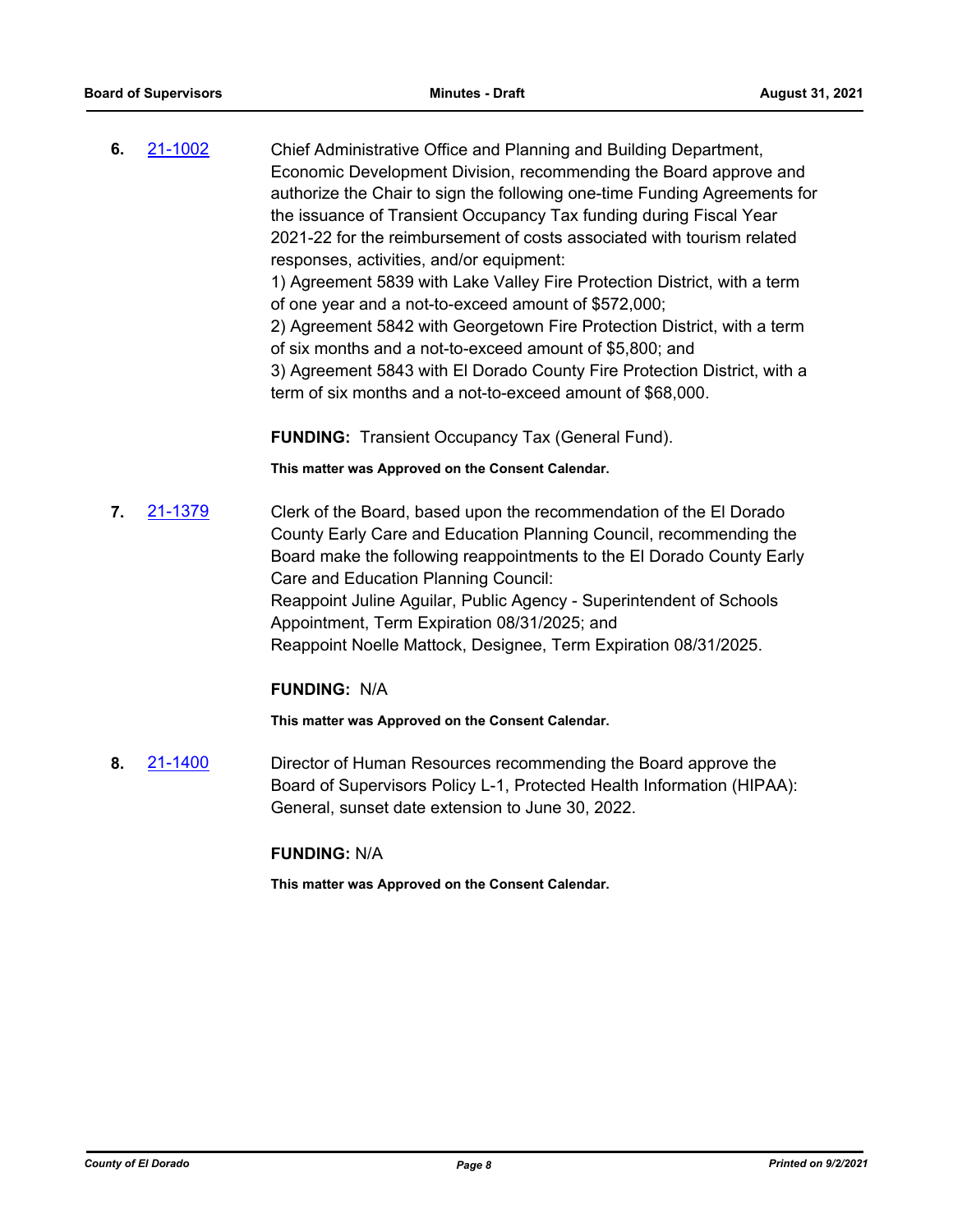**6.** 21-1002 Chief Administrative Office and Planning and Building Department, Economic Development Division, recommending the Board approve and authorize the Chair to sign the following one-time Funding Agreements for the issuance of Transient Occupancy Tax funding during Fiscal Year 2021-22 for the reimbursement of costs associated with tourism related responses, activities, and/or equipment:
1) Agreement 5839 with Lake Valley Fire Protection District, with a term of one year and a not-to-exceed amount of $572,000;
2) Agreement 5842 with Georgetown Fire Protection District, with a term of six months and a not-to-exceed amount of $5,800; and
3) Agreement 5843 with El Dorado County Fire Protection District, with a term of six months and a not-to-exceed amount of $68,000.

**FUNDING:** Transient Occupancy Tax (General Fund).

**This matter was Approved on the Consent Calendar.**

**7.** 21-1379 Clerk of the Board, based upon the recommendation of the El Dorado County Early Care and Education Planning Council, recommending the Board make the following reappointments to the El Dorado County Early Care and Education Planning Council:
Reappoint Juline Aguilar, Public Agency - Superintendent of Schools Appointment, Term Expiration 08/31/2025; and
Reappoint Noelle Mattock, Designee, Term Expiration 08/31/2025.

**FUNDING:** N/A

**This matter was Approved on the Consent Calendar.**

**8.** 21-1400 Director of Human Resources recommending the Board approve the Board of Supervisors Policy L-1, Protected Health Information (HIPAA): General, sunset date extension to June 30, 2022.

**FUNDING:** N/A

**This matter was Approved on the Consent Calendar.**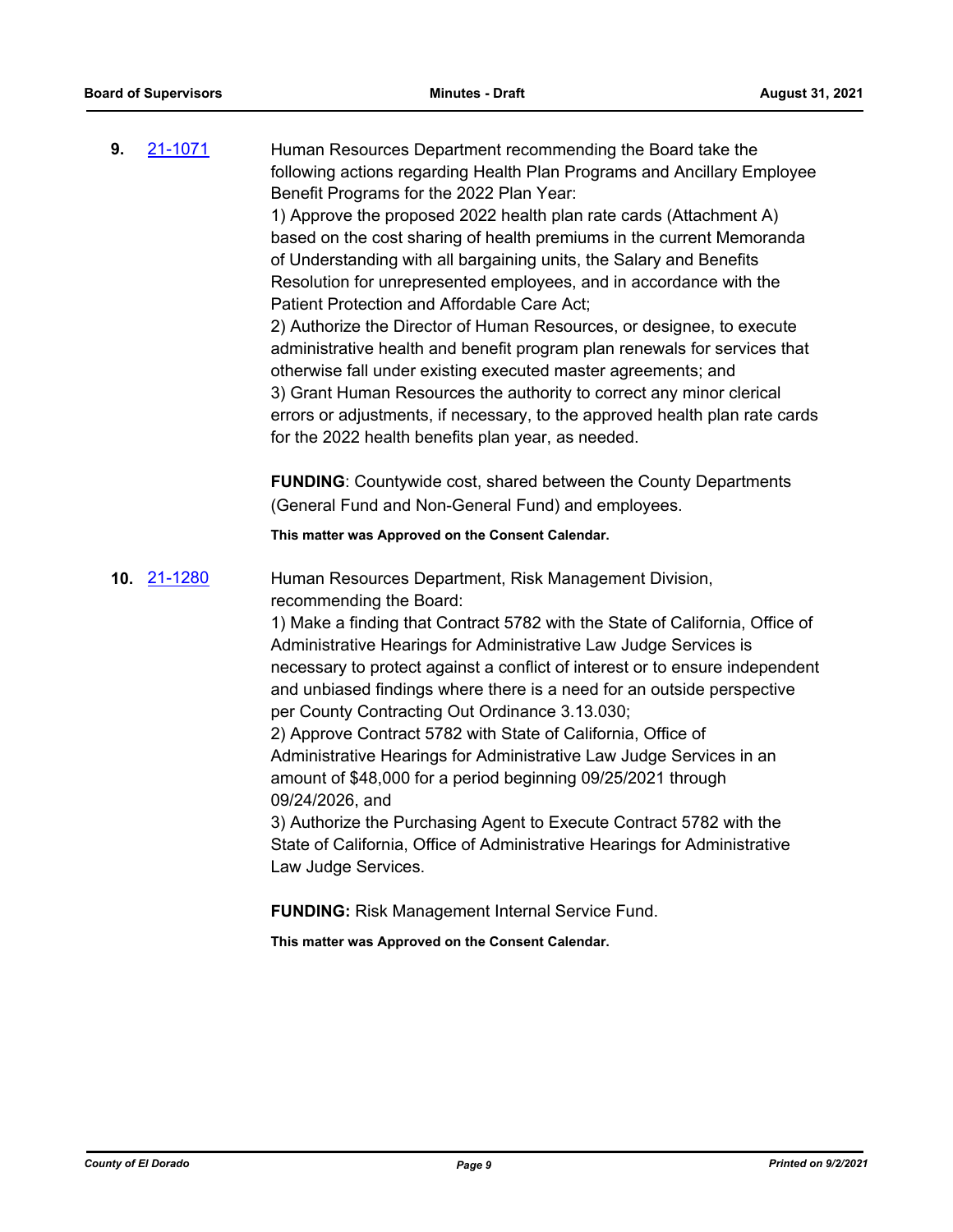**9.** 21-1071

Human Resources Department recommending the Board take the following actions regarding Health Plan Programs and Ancillary Employee Benefit Programs for the 2022 Plan Year:

1) Approve the proposed 2022 health plan rate cards (Attachment A) based on the cost sharing of health premiums in the current Memoranda of Understanding with all bargaining units, the Salary and Benefits Resolution for unrepresented employees, and in accordance with the Patient Protection and Affordable Care Act;

2) Authorize the Director of Human Resources, or designee, to execute administrative health and benefit program plan renewals for services that otherwise fall under existing executed master agreements; and

3) Grant Human Resources the authority to correct any minor clerical errors or adjustments, if necessary, to the approved health plan rate cards for the 2022 health benefits plan year, as needed.

**FUNDING**: Countywide cost, shared between the County Departments (General Fund and Non-General Fund) and employees.

**This matter was Approved on the Consent Calendar.**

**10.** 21-1280

Human Resources Department, Risk Management Division, recommending the Board:

1) Make a finding that Contract 5782 with the State of California, Office of Administrative Hearings for Administrative Law Judge Services is necessary to protect against a conflict of interest or to ensure independent and unbiased findings where there is a need for an outside perspective per County Contracting Out Ordinance 3.13.030;

2) Approve Contract 5782 with State of California, Office of Administrative Hearings for Administrative Law Judge Services in an amount of $48,000 for a period beginning 09/25/2021 through 09/24/2026, and

3) Authorize the Purchasing Agent to Execute Contract 5782 with the State of California, Office of Administrative Hearings for Administrative Law Judge Services.

**FUNDING:** Risk Management Internal Service Fund.

**This matter was Approved on the Consent Calendar.**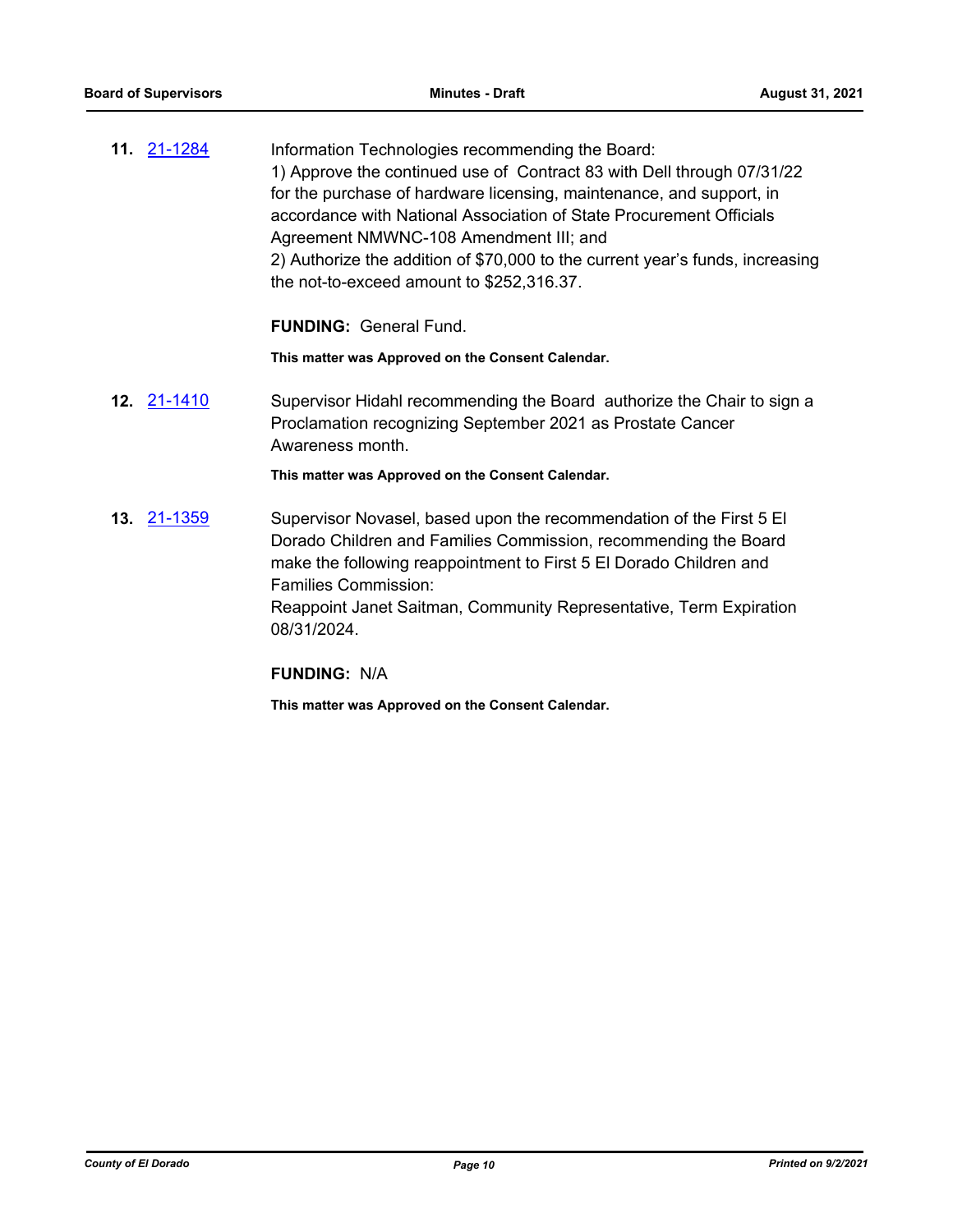**11.** [21-1284](21-1284)

Information Technologies recommending the Board:
1) Approve the continued use of Contract 83 with Dell through 07/31/22 for the purchase of hardware licensing, maintenance, and support, in accordance with National Association of State Procurement Officials Agreement NMWNC-108 Amendment III; and
2) Authorize the addition of $70,000 to the current year's funds, increasing the not-to-exceed amount to $252,316.37.

**FUNDING:** General Fund.

**This matter was Approved on the Consent Calendar.**

**12.** [21-1410](21-1410)

Supervisor Hidahl recommending the Board authorize the Chair to sign a Proclamation recognizing September 2021 as Prostate Cancer Awareness month.

**This matter was Approved on the Consent Calendar.**

**13.** [21-1359](21-1359)

Supervisor Novasel, based upon the recommendation of the First 5 El Dorado Children and Families Commission, recommending the Board make the following reappointment to First 5 El Dorado Children and Families Commission:
Reappoint Janet Saitman, Community Representative, Term Expiration 08/31/2024.

**FUNDING:** N/A

**This matter was Approved on the Consent Calendar.**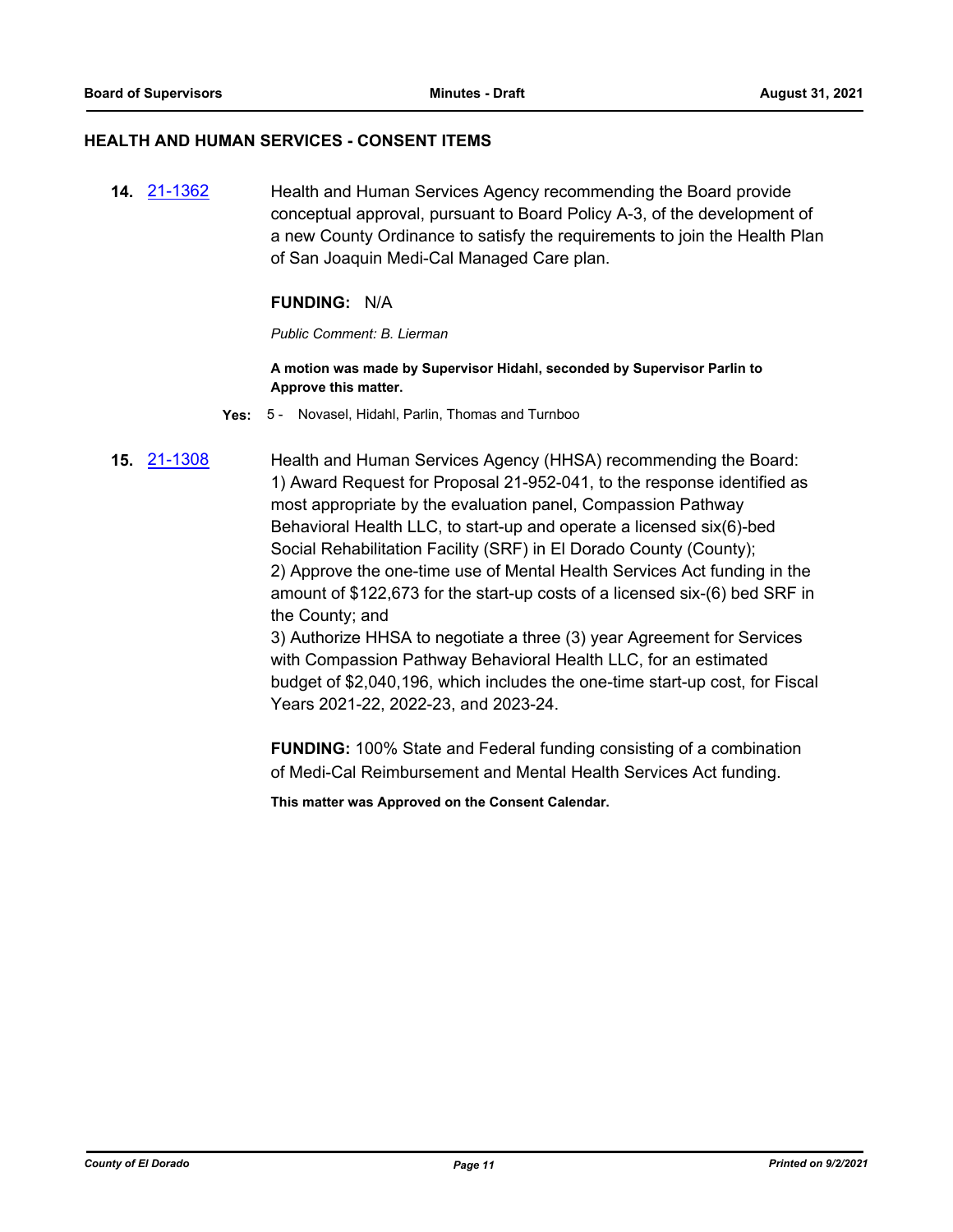## HEALTH AND HUMAN SERVICES - CONSENT ITEMS

**14.** 21-1362 Health and Human Services Agency recommending the Board provide conceptual approval, pursuant to Board Policy A-3, of the development of a new County Ordinance to satisfy the requirements to join the Health Plan of San Joaquin Medi-Cal Managed Care plan.

**FUNDING:** N/A

*Public Comment: B. Lierman*

**A motion was made by Supervisor Hidahl, seconded by Supervisor Parlin to Approve this matter.**

**Yes:** 5 - Novasel, Hidahl, Parlin, Thomas and Turnboo

**15.** 21-1308 Health and Human Services Agency (HHSA) recommending the Board:
1) Award Request for Proposal 21-952-041, to the response identified as most appropriate by the evaluation panel, Compassion Pathway Behavioral Health LLC, to start-up and operate a licensed six(6)-bed Social Rehabilitation Facility (SRF) in El Dorado County (County);
2) Approve the one-time use of Mental Health Services Act funding in the amount of $122,673 for the start-up costs of a licensed six-(6) bed SRF in the County; and
3) Authorize HHSA to negotiate a three (3) year Agreement for Services with Compassion Pathway Behavioral Health LLC, for an estimated budget of $2,040,196, which includes the one-time start-up cost, for Fiscal Years 2021-22, 2022-23, and 2023-24.

**FUNDING:** 100% State and Federal funding consisting of a combination of Medi-Cal Reimbursement and Mental Health Services Act funding.

**This matter was Approved on the Consent Calendar.**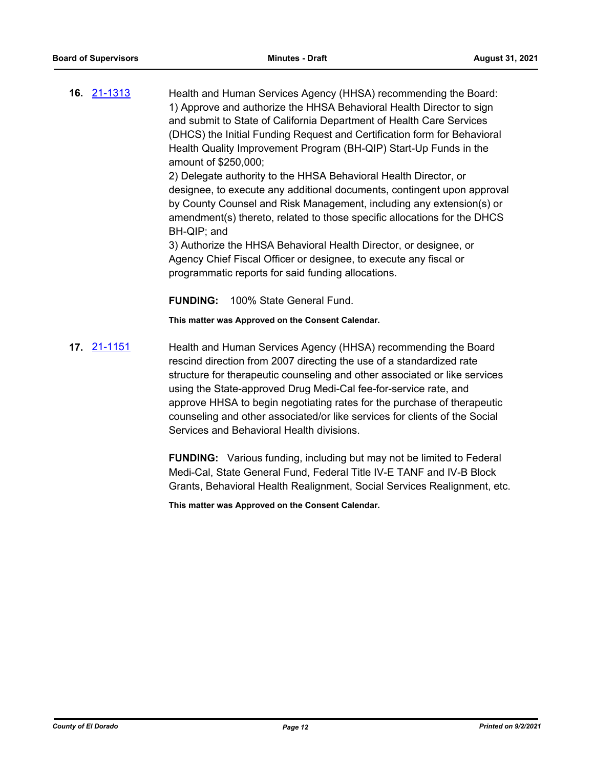**16.** [21-1313](21-1313)

Health and Human Services Agency (HHSA) recommending the Board:
1) Approve and authorize the HHSA Behavioral Health Director to sign and submit to State of California Department of Health Care Services (DHCS) the Initial Funding Request and Certification form for Behavioral Health Quality Improvement Program (BH-QIP) Start-Up Funds in the amount of $250,000;
2) Delegate authority to the HHSA Behavioral Health Director, or designee, to execute any additional documents, contingent upon approval by County Counsel and Risk Management, including any extension(s) or amendment(s) thereto, related to those specific allocations for the DHCS BH-QIP; and
3) Authorize the HHSA Behavioral Health Director, or designee, or Agency Chief Fiscal Officer or designee, to execute any fiscal or programmatic reports for said funding allocations.

**FUNDING:** 100% State General Fund.

**This matter was Approved on the Consent Calendar.**

**17.** [21-1151](21-1151)

Health and Human Services Agency (HHSA) recommending the Board rescind direction from 2007 directing the use of a standardized rate structure for therapeutic counseling and other associated or like services using the State-approved Drug Medi-Cal fee-for-service rate, and approve HHSA to begin negotiating rates for the purchase of therapeutic counseling and other associated/or like services for clients of the Social Services and Behavioral Health divisions.

**FUNDING:** Various funding, including but may not be limited to Federal Medi-Cal, State General Fund, Federal Title IV-E TANF and IV-B Block Grants, Behavioral Health Realignment, Social Services Realignment, etc.

**This matter was Approved on the Consent Calendar.**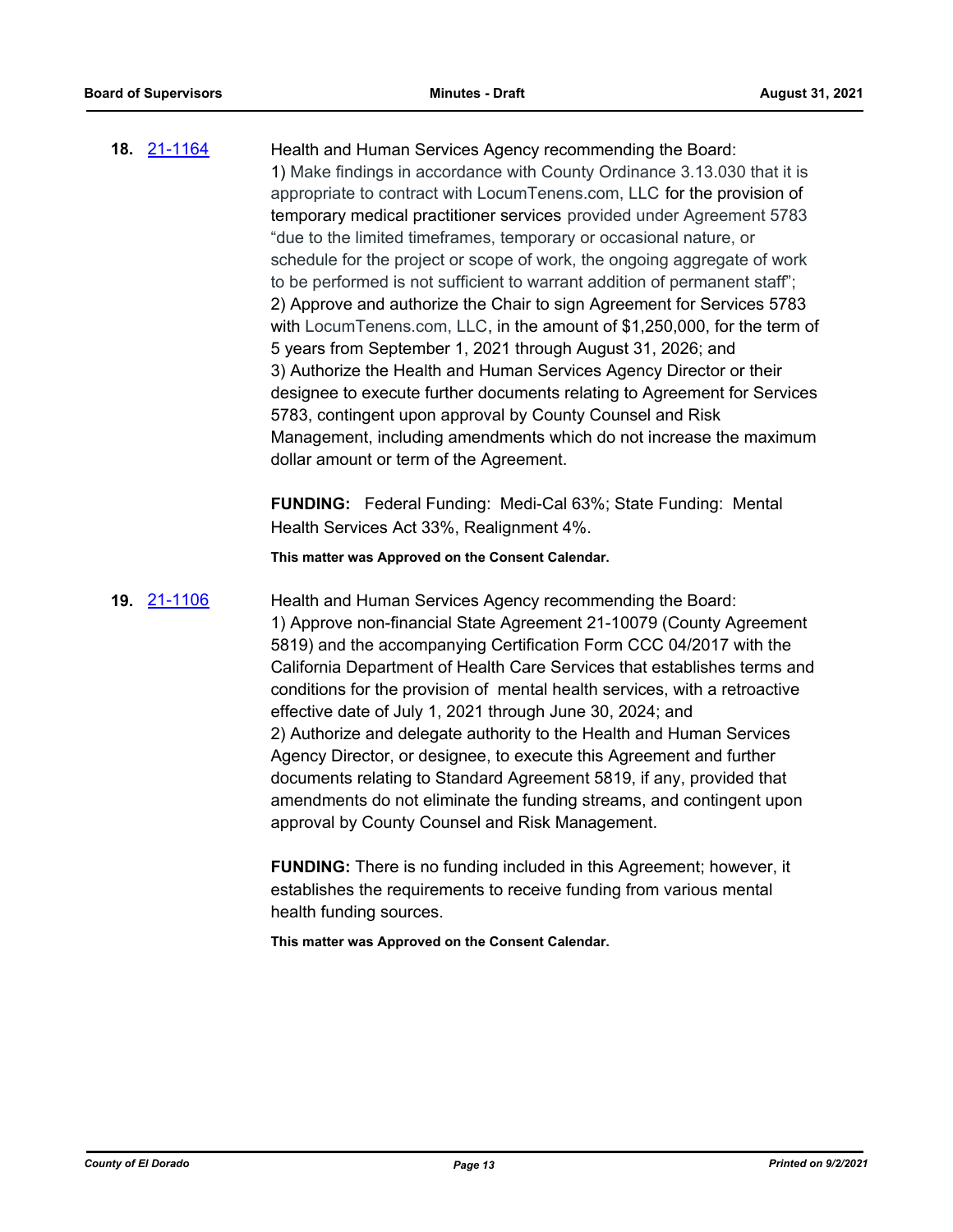**18.** [21-1164](21-1164)

Health and Human Services Agency recommending the Board:
1) Make findings in accordance with County Ordinance 3.13.030 that it is appropriate to contract with LocumTenens.com, LLC for the provision of temporary medical practitioner services provided under Agreement 5783 "due to the limited timeframes, temporary or occasional nature, or schedule for the project or scope of work, the ongoing aggregate of work to be performed is not sufficient to warrant addition of permanent staff";
2) Approve and authorize the Chair to sign Agreement for Services 5783 with LocumTenens.com, LLC, in the amount of $1,250,000, for the term of 5 years from September 1, 2021 through August 31, 2026; and
3) Authorize the Health and Human Services Agency Director or their designee to execute further documents relating to Agreement for Services 5783, contingent upon approval by County Counsel and Risk Management, including amendments which do not increase the maximum dollar amount or term of the Agreement.

**FUNDING:** Federal Funding: Medi-Cal 63%; State Funding: Mental Health Services Act 33%, Realignment 4%.

**This matter was Approved on the Consent Calendar.**

**19.** [21-1106](21-1106)

Health and Human Services Agency recommending the Board:
1) Approve non-financial State Agreement 21-10079 (County Agreement 5819) and the accompanying Certification Form CCC 04/2017 with the California Department of Health Care Services that establishes terms and conditions for the provision of mental health services, with a retroactive effective date of July 1, 2021 through June 30, 2024; and
2) Authorize and delegate authority to the Health and Human Services Agency Director, or designee, to execute this Agreement and further documents relating to Standard Agreement 5819, if any, provided that amendments do not eliminate the funding streams, and contingent upon approval by County Counsel and Risk Management.

**FUNDING:** There is no funding included in this Agreement; however, it establishes the requirements to receive funding from various mental health funding sources.

**This matter was Approved on the Consent Calendar.**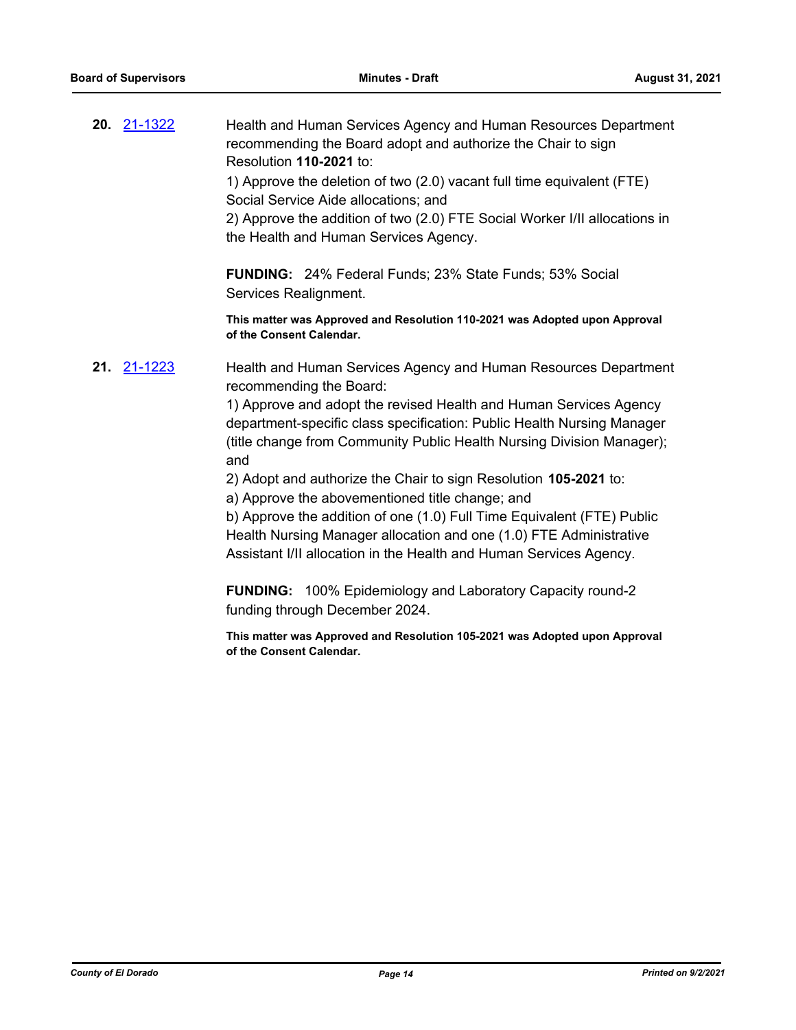**20.** 21-1322

Health and Human Services Agency and Human Resources Department recommending the Board adopt and authorize the Chair to sign Resolution **110-2021** to:

1) Approve the deletion of two (2.0) vacant full time equivalent (FTE) Social Service Aide allocations; and

2) Approve the addition of two (2.0) FTE Social Worker I/II allocations in the Health and Human Services Agency.

**FUNDING:** 24% Federal Funds; 23% State Funds; 53% Social Services Realignment.

**This matter was Approved and Resolution 110-2021 was Adopted upon Approval of the Consent Calendar.**

**21.** 21-1223

Health and Human Services Agency and Human Resources Department recommending the Board:

1) Approve and adopt the revised Health and Human Services Agency department-specific class specification: Public Health Nursing Manager (title change from Community Public Health Nursing Division Manager); and

2) Adopt and authorize the Chair to sign Resolution **105-2021** to:

a) Approve the abovementioned title change; and

b) Approve the addition of one (1.0) Full Time Equivalent (FTE) Public Health Nursing Manager allocation and one (1.0) FTE Administrative Assistant I/II allocation in the Health and Human Services Agency.

**FUNDING:** 100% Epidemiology and Laboratory Capacity round-2 funding through December 2024.

**This matter was Approved and Resolution 105-2021 was Adopted upon Approval of the Consent Calendar.**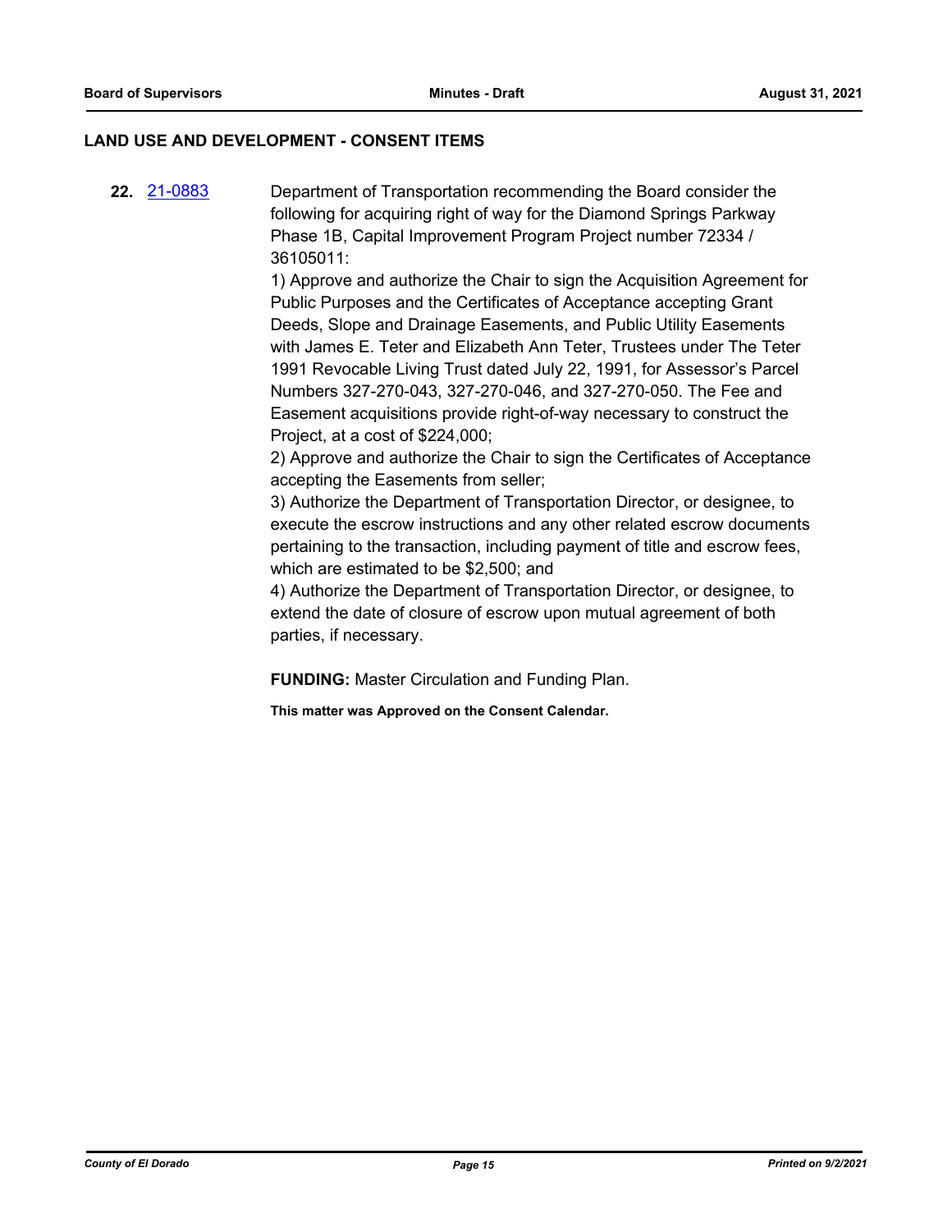## LAND USE AND DEVELOPMENT - CONSENT ITEMS

**22.** [21-0883](21-0883) Department of Transportation recommending the Board consider the following for acquiring right of way for the Diamond Springs Parkway Phase 1B, Capital Improvement Program Project number 72334 / 36105011:

1) Approve and authorize the Chair to sign the Acquisition Agreement for Public Purposes and the Certificates of Acceptance accepting Grant Deeds, Slope and Drainage Easements, and Public Utility Easements with James E. Teter and Elizabeth Ann Teter, Trustees under The Teter 1991 Revocable Living Trust dated July 22, 1991, for Assessor's Parcel Numbers 327-270-043, 327-270-046, and 327-270-050. The Fee and Easement acquisitions provide right-of-way necessary to construct the Project, at a cost of $224,000;

2) Approve and authorize the Chair to sign the Certificates of Acceptance accepting the Easements from seller;

3) Authorize the Department of Transportation Director, or designee, to execute the escrow instructions and any other related escrow documents pertaining to the transaction, including payment of title and escrow fees, which are estimated to be $2,500; and

4) Authorize the Department of Transportation Director, or designee, to extend the date of closure of escrow upon mutual agreement of both parties, if necessary.

**FUNDING:** Master Circulation and Funding Plan.

**This matter was Approved on the Consent Calendar.**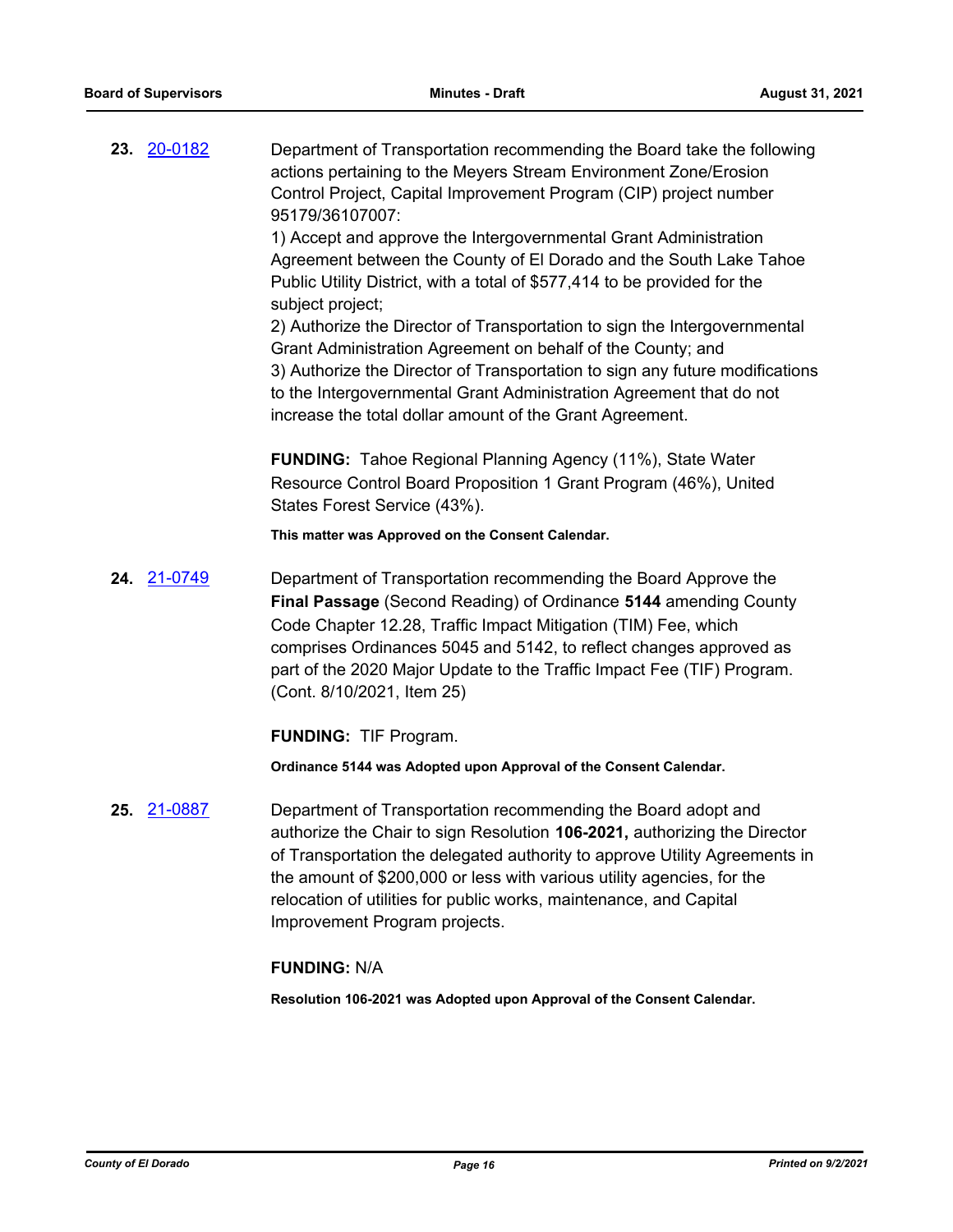**23.** [20-0182]

Department of Transportation recommending the Board take the following actions pertaining to the Meyers Stream Environment Zone/Erosion Control Project, Capital Improvement Program (CIP) project number 95179/36107007:

1) Accept and approve the Intergovernmental Grant Administration Agreement between the County of El Dorado and the South Lake Tahoe Public Utility District, with a total of $577,414 to be provided for the subject project;

2) Authorize the Director of Transportation to sign the Intergovernmental Grant Administration Agreement on behalf of the County; and

3) Authorize the Director of Transportation to sign any future modifications to the Intergovernmental Grant Administration Agreement that do not increase the total dollar amount of the Grant Agreement.

**FUNDING:** Tahoe Regional Planning Agency (11%), State Water Resource Control Board Proposition 1 Grant Program (46%), United States Forest Service (43%).

**This matter was Approved on the Consent Calendar.**

**24.** [21-0749]

Department of Transportation recommending the Board Approve the **Final Passage** (Second Reading) of Ordinance **5144** amending County Code Chapter 12.28, Traffic Impact Mitigation (TIM) Fee, which comprises Ordinances 5045 and 5142, to reflect changes approved as part of the 2020 Major Update to the Traffic Impact Fee (TIF) Program. (Cont. 8/10/2021, Item 25)

**FUNDING:** TIF Program.

**Ordinance 5144 was Adopted upon Approval of the Consent Calendar.**

**25.** [21-0887]

Department of Transportation recommending the Board adopt and authorize the Chair to sign Resolution **106-2021,** authorizing the Director of Transportation the delegated authority to approve Utility Agreements in the amount of $200,000 or less with various utility agencies, for the relocation of utilities for public works, maintenance, and Capital Improvement Program projects.

**FUNDING:** N/A

**Resolution 106-2021 was Adopted upon Approval of the Consent Calendar.**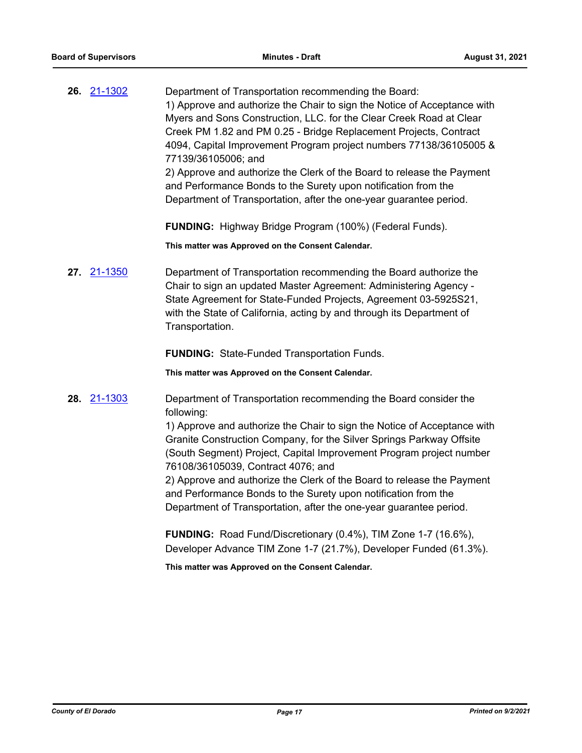**26.** 21-1302

Department of Transportation recommending the Board:
1) Approve and authorize the Chair to sign the Notice of Acceptance with Myers and Sons Construction, LLC. for the Clear Creek Road at Clear Creek PM 1.82 and PM 0.25 - Bridge Replacement Projects, Contract 4094, Capital Improvement Program project numbers 77138/36105005 & 77139/36105006; and
2) Approve and authorize the Clerk of the Board to release the Payment and Performance Bonds to the Surety upon notification from the Department of Transportation, after the one-year guarantee period.

**FUNDING:** Highway Bridge Program (100%) (Federal Funds).

**This matter was Approved on the Consent Calendar.**

**27.** 21-1350

Department of Transportation recommending the Board authorize the Chair to sign an updated Master Agreement: Administering Agency - State Agreement for State-Funded Projects, Agreement 03-5925S21, with the State of California, acting by and through its Department of Transportation.

**FUNDING:** State-Funded Transportation Funds.

**This matter was Approved on the Consent Calendar.**

**28.** 21-1303

Department of Transportation recommending the Board consider the following:
1) Approve and authorize the Chair to sign the Notice of Acceptance with Granite Construction Company, for the Silver Springs Parkway Offsite (South Segment) Project, Capital Improvement Program project number 76108/36105039, Contract 4076; and
2) Approve and authorize the Clerk of the Board to release the Payment and Performance Bonds to the Surety upon notification from the Department of Transportation, after the one-year guarantee period.

**FUNDING:** Road Fund/Discretionary (0.4%), TIM Zone 1-7 (16.6%), Developer Advance TIM Zone 1-7 (21.7%), Developer Funded (61.3%).

**This matter was Approved on the Consent Calendar.**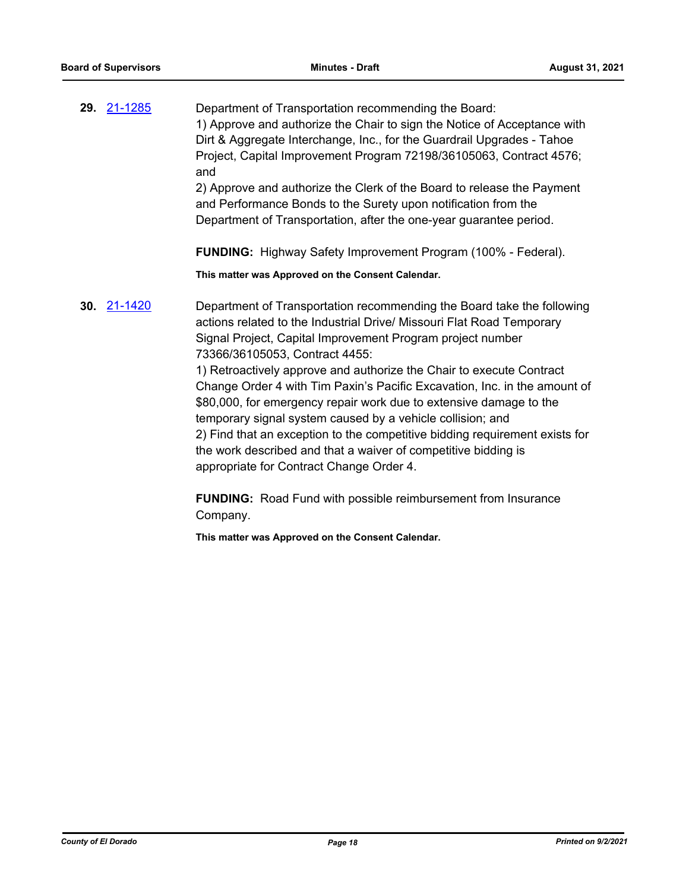**29.** 21-1285

Department of Transportation recommending the Board:
1) Approve and authorize the Chair to sign the Notice of Acceptance with Dirt & Aggregate Interchange, Inc., for the Guardrail Upgrades - Tahoe Project, Capital Improvement Program 72198/36105063, Contract 4576; and
2) Approve and authorize the Clerk of the Board to release the Payment and Performance Bonds to the Surety upon notification from the Department of Transportation, after the one-year guarantee period.

**FUNDING:** Highway Safety Improvement Program (100% - Federal).

**This matter was Approved on the Consent Calendar.**

**30.** 21-1420

Department of Transportation recommending the Board take the following actions related to the Industrial Drive/ Missouri Flat Road Temporary Signal Project, Capital Improvement Program project number 73366/36105053, Contract 4455:
1) Retroactively approve and authorize the Chair to execute Contract Change Order 4 with Tim Paxin's Pacific Excavation, Inc. in the amount of $80,000, for emergency repair work due to extensive damage to the temporary signal system caused by a vehicle collision; and
2) Find that an exception to the competitive bidding requirement exists for the work described and that a waiver of competitive bidding is appropriate for Contract Change Order 4.

**FUNDING:** Road Fund with possible reimbursement from Insurance Company.

**This matter was Approved on the Consent Calendar.**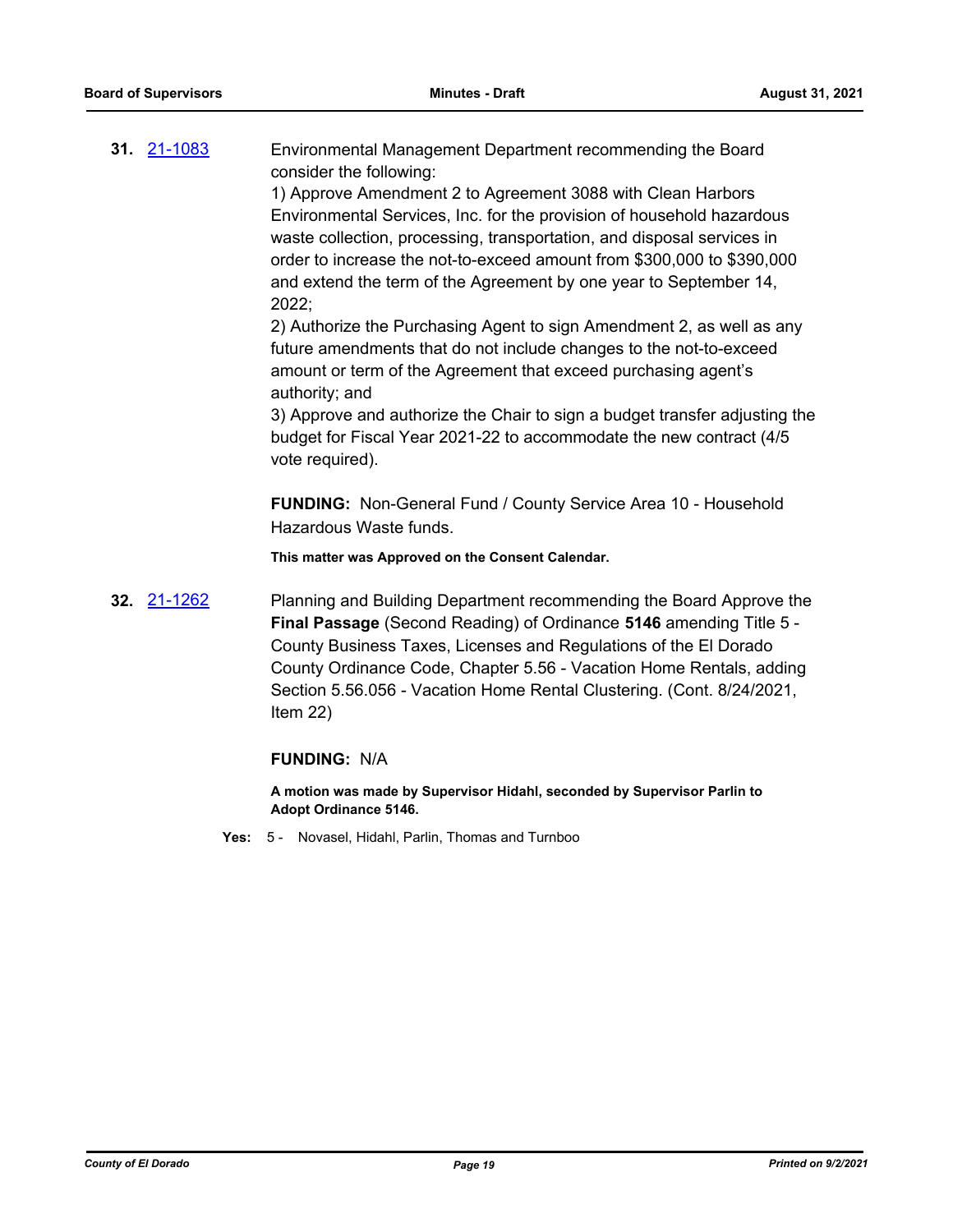**31.** [21-1083](21-1083)

Environmental Management Department recommending the Board consider the following:

1) Approve Amendment 2 to Agreement 3088 with Clean Harbors Environmental Services, Inc. for the provision of household hazardous waste collection, processing, transportation, and disposal services in order to increase the not-to-exceed amount from $300,000 to $390,000 and extend the term of the Agreement by one year to September 14, 2022;

2) Authorize the Purchasing Agent to sign Amendment 2, as well as any future amendments that do not include changes to the not-to-exceed amount or term of the Agreement that exceed purchasing agent's authority; and

3) Approve and authorize the Chair to sign a budget transfer adjusting the budget for Fiscal Year 2021-22 to accommodate the new contract (4/5 vote required).

**FUNDING:** Non-General Fund / County Service Area 10 - Household Hazardous Waste funds.

**This matter was Approved on the Consent Calendar.**

**32.** [21-1262](21-1262)

Planning and Building Department recommending the Board Approve the **Final Passage** (Second Reading) of Ordinance **5146** amending Title 5 - County Business Taxes, Licenses and Regulations of the El Dorado County Ordinance Code, Chapter 5.56 - Vacation Home Rentals, adding Section 5.56.056 - Vacation Home Rental Clustering. (Cont. 8/24/2021, Item 22)

**FUNDING:** N/A

**A motion was made by Supervisor Hidahl, seconded by Supervisor Parlin to Adopt Ordinance 5146.**

**Yes:** 5 - Novasel, Hidahl, Parlin, Thomas and Turnboo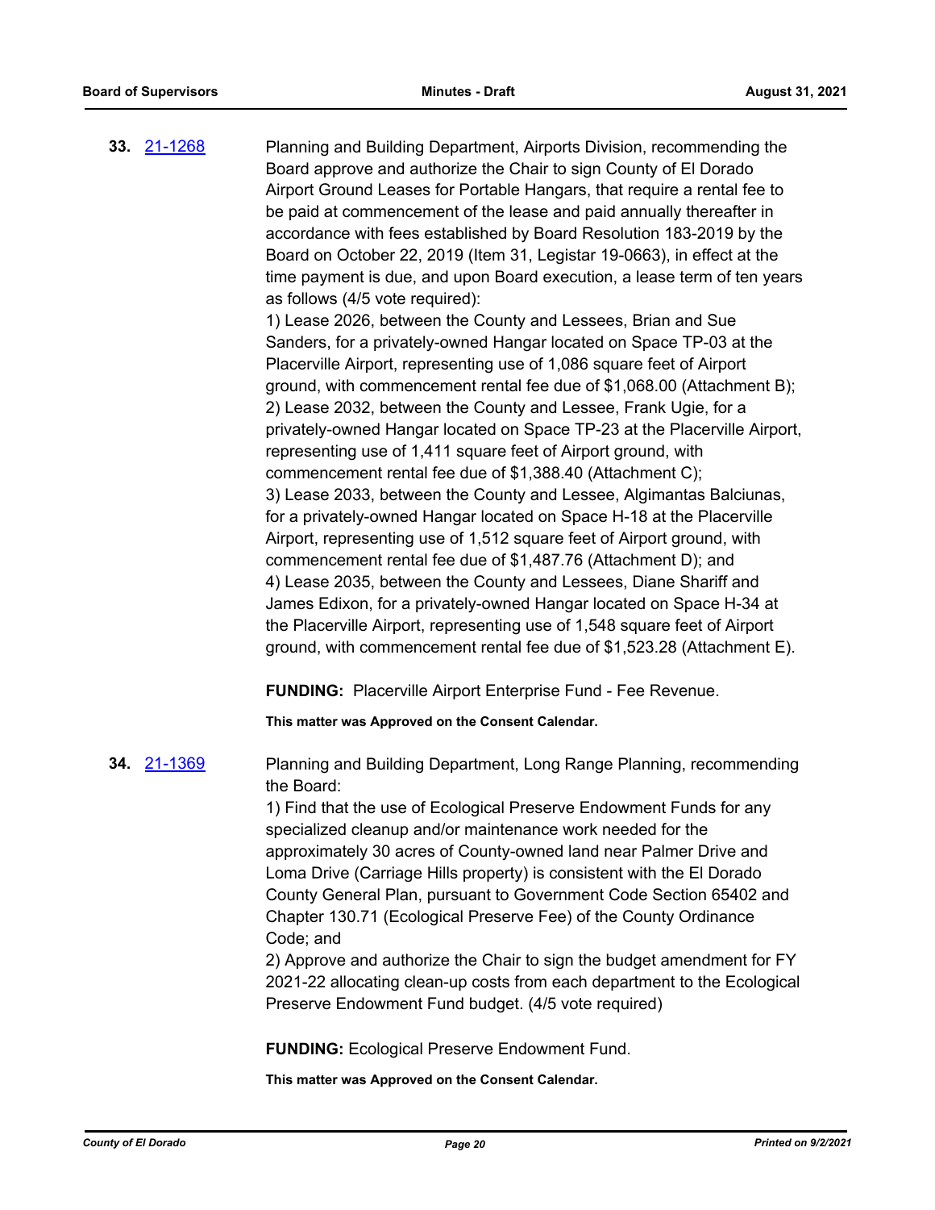**33.** [21-1268](21-1268)

Planning and Building Department, Airports Division, recommending the Board approve and authorize the Chair to sign County of El Dorado Airport Ground Leases for Portable Hangars, that require a rental fee to be paid at commencement of the lease and paid annually thereafter in accordance with fees established by Board Resolution 183-2019 by the Board on October 22, 2019 (Item 31, Legistar 19-0663), in effect at the time payment is due, and upon Board execution, a lease term of ten years as follows (4/5 vote required):

1) Lease 2026, between the County and Lessees, Brian and Sue Sanders, for a privately-owned Hangar located on Space TP-03 at the Placerville Airport, representing use of 1,086 square feet of Airport ground, with commencement rental fee due of $1,068.00 (Attachment B);
2) Lease 2032, between the County and Lessee, Frank Ugie, for a privately-owned Hangar located on Space TP-23 at the Placerville Airport, representing use of 1,411 square feet of Airport ground, with commencement rental fee due of $1,388.40 (Attachment C);
3) Lease 2033, between the County and Lessee, Algimantas Balciunas, for a privately-owned Hangar located on Space H-18 at the Placerville Airport, representing use of 1,512 square feet of Airport ground, with commencement rental fee due of $1,487.76 (Attachment D); and
4) Lease 2035, between the County and Lessees, Diane Shariff and James Edixon, for a privately-owned Hangar located on Space H-34 at the Placerville Airport, representing use of 1,548 square feet of Airport ground, with commencement rental fee due of $1,523.28 (Attachment E).

**FUNDING:** Placerville Airport Enterprise Fund - Fee Revenue.

**This matter was Approved on the Consent Calendar.**

**34.** [21-1369](21-1369)

Planning and Building Department, Long Range Planning, recommending the Board:

1) Find that the use of Ecological Preserve Endowment Funds for any specialized cleanup and/or maintenance work needed for the approximately 30 acres of County-owned land near Palmer Drive and Loma Drive (Carriage Hills property) is consistent with the El Dorado County General Plan, pursuant to Government Code Section 65402 and Chapter 130.71 (Ecological Preserve Fee) of the County Ordinance Code; and
2) Approve and authorize the Chair to sign the budget amendment for FY 2021-22 allocating clean-up costs from each department to the Ecological Preserve Endowment Fund budget. (4/5 vote required)

**FUNDING:** Ecological Preserve Endowment Fund.

**This matter was Approved on the Consent Calendar.**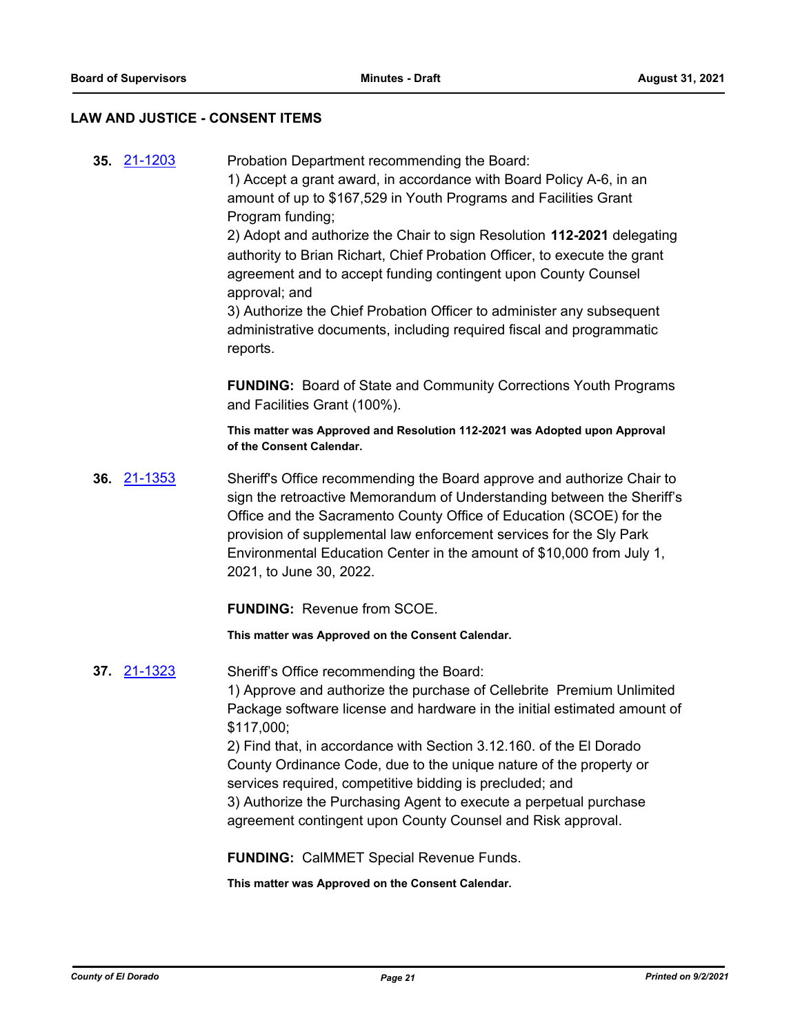## LAW AND JUSTICE - CONSENT ITEMS

**35.** 21-1203

Probation Department recommending the Board:
1) Accept a grant award, in accordance with Board Policy A-6, in an amount of up to $167,529 in Youth Programs and Facilities Grant Program funding;
2) Adopt and authorize the Chair to sign Resolution **112-2021** delegating authority to Brian Richart, Chief Probation Officer, to execute the grant agreement and to accept funding contingent upon County Counsel approval; and
3) Authorize the Chief Probation Officer to administer any subsequent administrative documents, including required fiscal and programmatic reports.

**FUNDING:** Board of State and Community Corrections Youth Programs and Facilities Grant (100%).

**This matter was Approved and Resolution 112-2021 was Adopted upon Approval of the Consent Calendar.**

**36.** 21-1353

Sheriff's Office recommending the Board approve and authorize Chair to sign the retroactive Memorandum of Understanding between the Sheriff's Office and the Sacramento County Office of Education (SCOE) for the provision of supplemental law enforcement services for the Sly Park Environmental Education Center in the amount of $10,000 from July 1, 2021, to June 30, 2022.

**FUNDING:** Revenue from SCOE.

**This matter was Approved on the Consent Calendar.**

**37.** 21-1323

Sheriff's Office recommending the Board:
1) Approve and authorize the purchase of Cellebrite Premium Unlimited Package software license and hardware in the initial estimated amount of $117,000;
2) Find that, in accordance with Section 3.12.160. of the El Dorado County Ordinance Code, due to the unique nature of the property or services required, competitive bidding is precluded; and
3) Authorize the Purchasing Agent to execute a perpetual purchase agreement contingent upon County Counsel and Risk approval.

**FUNDING:** CalMMET Special Revenue Funds.

**This matter was Approved on the Consent Calendar.**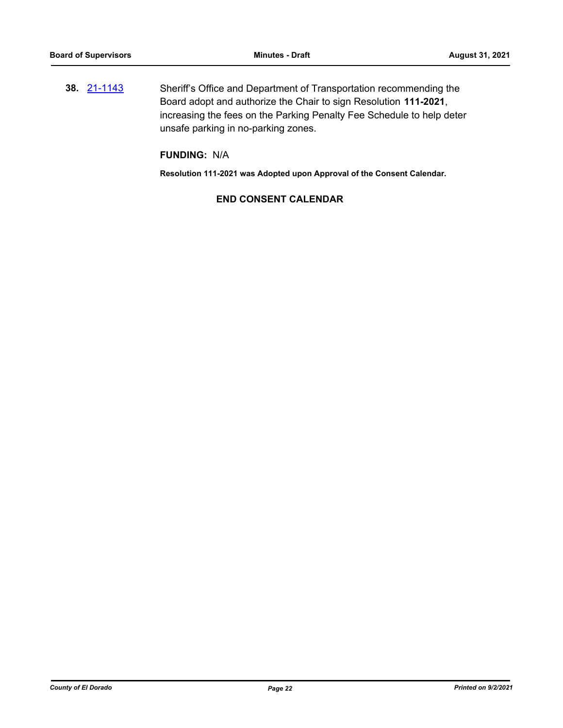**38.** [21-1143](21-1143) Sheriff's Office and Department of Transportation recommending the Board adopt and authorize the Chair to sign Resolution **111-2021**, increasing the fees on the Parking Penalty Fee Schedule to help deter unsafe parking in no-parking zones.

**FUNDING:** N/A

**Resolution 111-2021 was Adopted upon Approval of the Consent Calendar.**

**END CONSENT CALENDAR**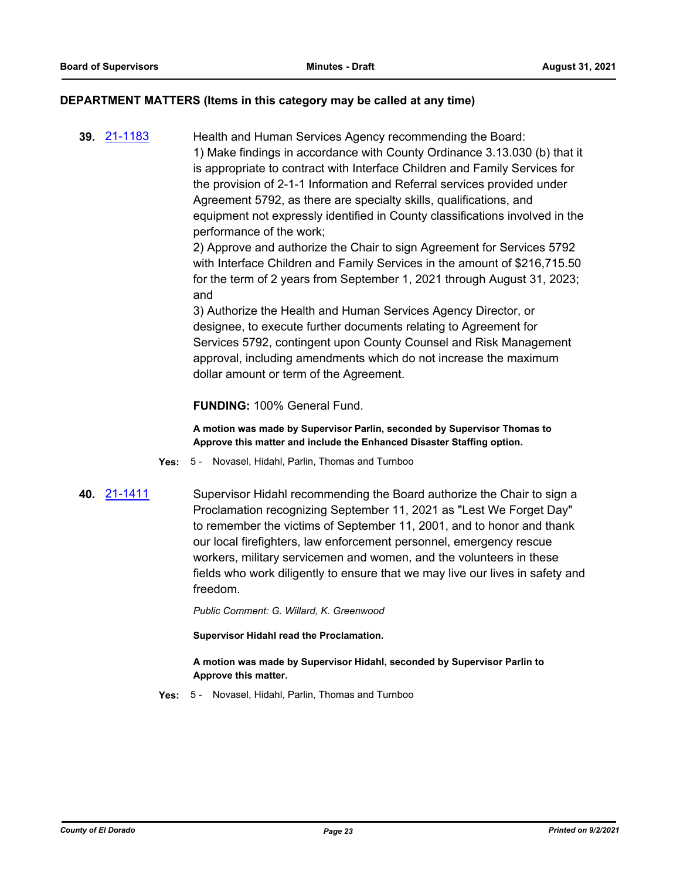## DEPARTMENT MATTERS (Items in this category may be called at any time)

**39.** 21-1183

Health and Human Services Agency recommending the Board:
1) Make findings in accordance with County Ordinance 3.13.030 (b) that it is appropriate to contract with Interface Children and Family Services for the provision of 2-1-1 Information and Referral services provided under Agreement 5792, as there are specialty skills, qualifications, and equipment not expressly identified in County classifications involved in the performance of the work;
2) Approve and authorize the Chair to sign Agreement for Services 5792 with Interface Children and Family Services in the amount of $216,715.50 for the term of 2 years from September 1, 2021 through August 31, 2023; and
3) Authorize the Health and Human Services Agency Director, or designee, to execute further documents relating to Agreement for Services 5792, contingent upon County Counsel and Risk Management approval, including amendments which do not increase the maximum dollar amount or term of the Agreement.

**FUNDING:** 100% General Fund.

**A motion was made by Supervisor Parlin, seconded by Supervisor Thomas to Approve this matter and include the Enhanced Disaster Staffing option.**

**Yes:** 5 - Novasel, Hidahl, Parlin, Thomas and Turnboo

**40.** 21-1411

Supervisor Hidahl recommending the Board authorize the Chair to sign a Proclamation recognizing September 11, 2021 as "Lest We Forget Day" to remember the victims of September 11, 2001, and to honor and thank our local firefighters, law enforcement personnel, emergency rescue workers, military servicemen and women, and the volunteers in these fields who work diligently to ensure that we may live our lives in safety and freedom.

*Public Comment: G. Willard, K. Greenwood*

**Supervisor Hidahl read the Proclamation.**

**A motion was made by Supervisor Hidahl, seconded by Supervisor Parlin to Approve this matter.**

**Yes:** 5 - Novasel, Hidahl, Parlin, Thomas and Turnboo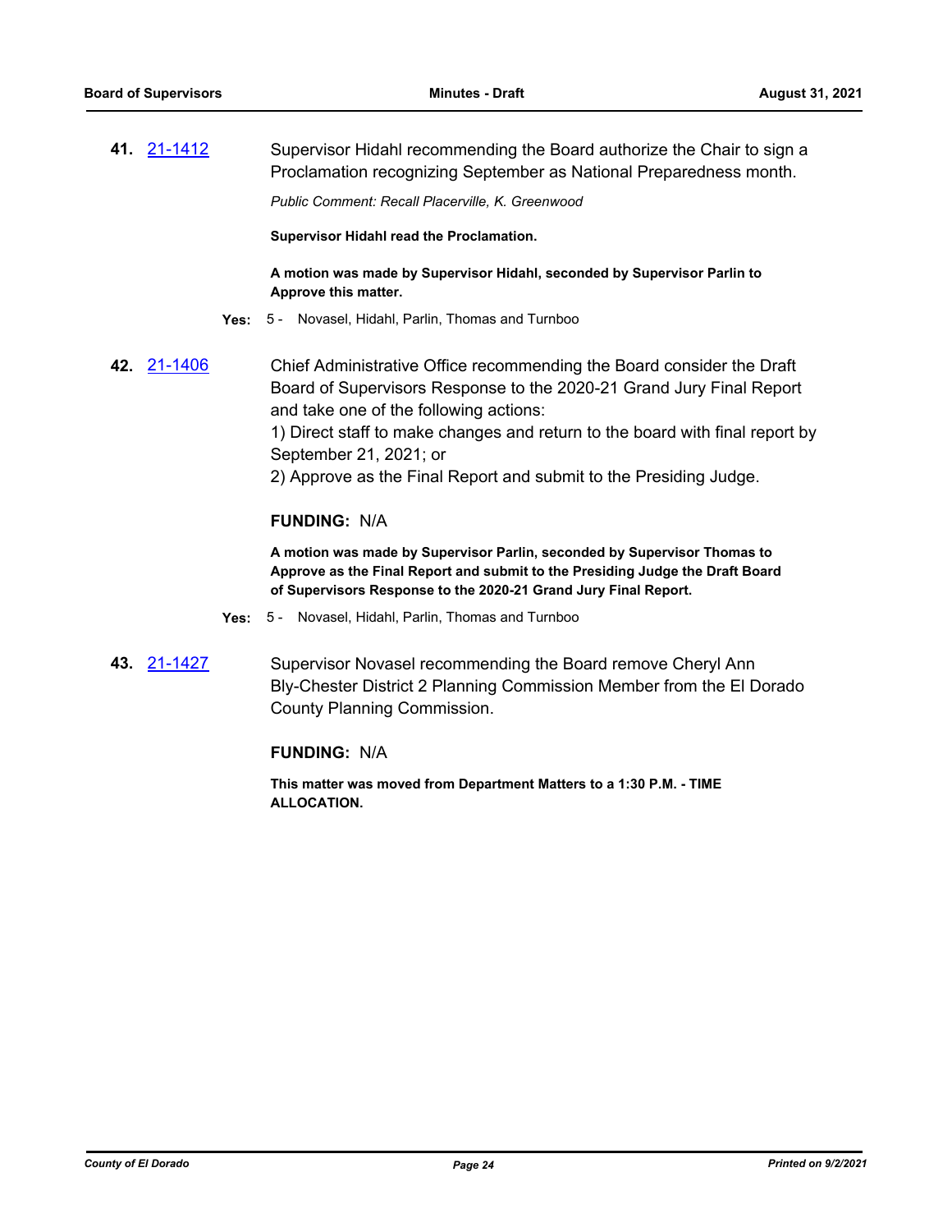**41.** [21-1412](21-1412)

Supervisor Hidahl recommending the Board authorize the Chair to sign a Proclamation recognizing September as National Preparedness month.

*Public Comment: Recall Placerville, K. Greenwood*

**Supervisor Hidahl read the Proclamation.**

**A motion was made by Supervisor Hidahl, seconded by Supervisor Parlin to Approve this matter.**

**Yes:** 5 - Novasel, Hidahl, Parlin, Thomas and Turnboo

**42.** [21-1406](21-1406)

Chief Administrative Office recommending the Board consider the Draft Board of Supervisors Response to the 2020-21 Grand Jury Final Report and take one of the following actions:

1) Direct staff to make changes and return to the board with final report by September 21, 2021; or

2) Approve as the Final Report and submit to the Presiding Judge.

**FUNDING:** N/A

**A motion was made by Supervisor Parlin, seconded by Supervisor Thomas to Approve as the Final Report and submit to the Presiding Judge the Draft Board of Supervisors Response to the 2020-21 Grand Jury Final Report.**

**Yes:** 5 - Novasel, Hidahl, Parlin, Thomas and Turnboo

**43.** [21-1427](21-1427)

Supervisor Novasel recommending the Board remove Cheryl Ann Bly-Chester District 2 Planning Commission Member from the El Dorado County Planning Commission.

**FUNDING:** N/A

**This matter was moved from Department Matters to a 1:30 P.M. - TIME ALLOCATION.**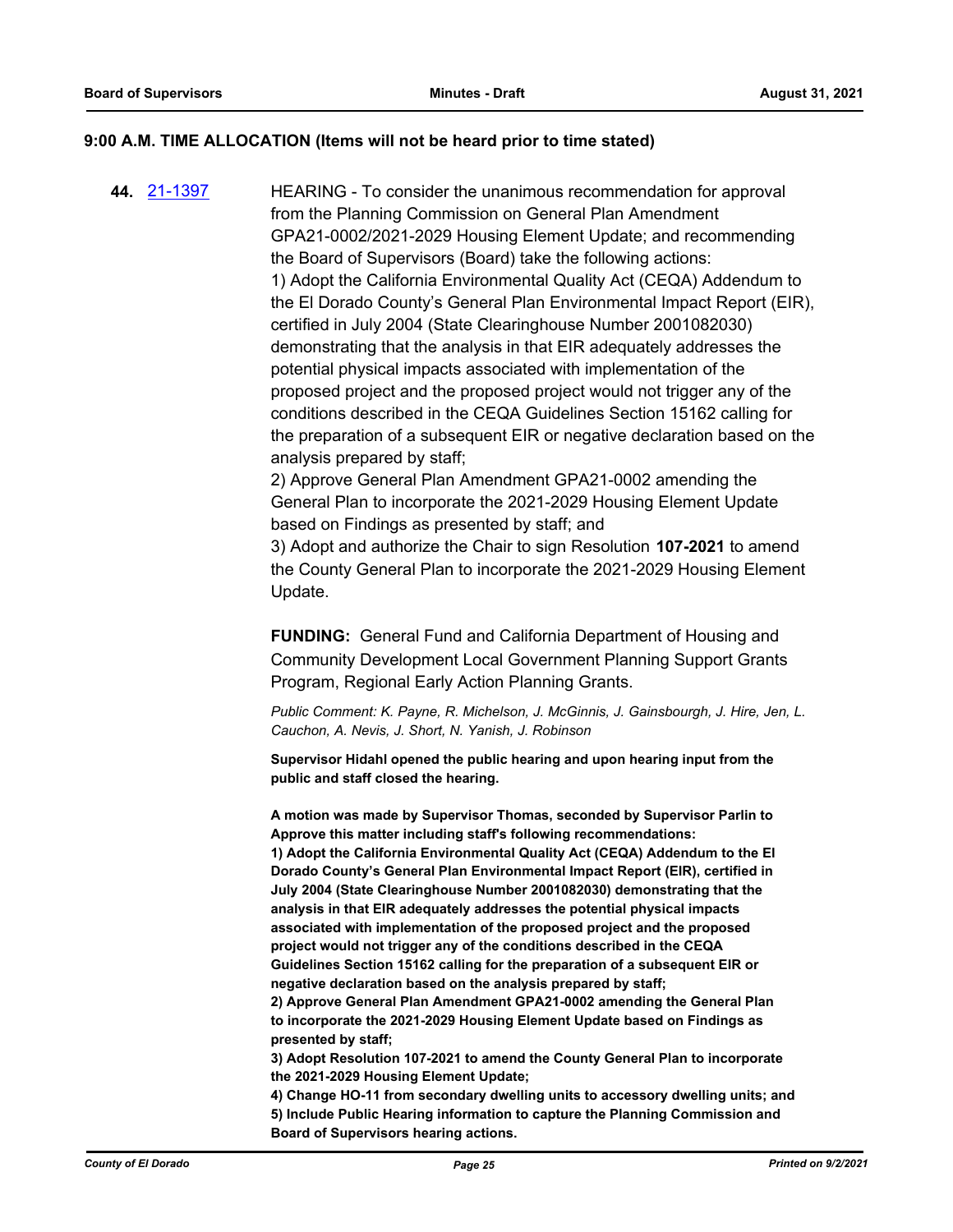**9:00 A.M. TIME ALLOCATION (Items will not be heard prior to time stated)**

**44.** [21-1397]

HEARING - To consider the unanimous recommendation for approval from the Planning Commission on General Plan Amendment GPA21-0002/2021-2029 Housing Element Update; and recommending the Board of Supervisors (Board) take the following actions:
1) Adopt the California Environmental Quality Act (CEQA) Addendum to the El Dorado County's General Plan Environmental Impact Report (EIR), certified in July 2004 (State Clearinghouse Number 2001082030) demonstrating that the analysis in that EIR adequately addresses the potential physical impacts associated with implementation of the proposed project and the proposed project would not trigger any of the conditions described in the CEQA Guidelines Section 15162 calling for the preparation of a subsequent EIR or negative declaration based on the analysis prepared by staff;
2) Approve General Plan Amendment GPA21-0002 amending the General Plan to incorporate the 2021-2029 Housing Element Update based on Findings as presented by staff; and
3) Adopt and authorize the Chair to sign Resolution **107-2021** to amend the County General Plan to incorporate the 2021-2029 Housing Element Update.

**FUNDING:** General Fund and California Department of Housing and Community Development Local Government Planning Support Grants Program, Regional Early Action Planning Grants.

*Public Comment: K. Payne, R. Michelson, J. McGinnis, J. Gainsbourgh, J. Hire, Jen, L. Cauchon, A. Nevis, J. Short, N. Yanish, J. Robinson*

**Supervisor Hidahl opened the public hearing and upon hearing input from the public and staff closed the hearing.**

**A motion was made by Supervisor Thomas, seconded by Supervisor Parlin to Approve this matter including staff's following recommendations:**
**1) Adopt the California Environmental Quality Act (CEQA) Addendum to the El Dorado County's General Plan Environmental Impact Report (EIR), certified in July 2004 (State Clearinghouse Number 2001082030) demonstrating that the analysis in that EIR adequately addresses the potential physical impacts associated with implementation of the proposed project and the proposed project would not trigger any of the conditions described in the CEQA Guidelines Section 15162 calling for the preparation of a subsequent EIR or negative declaration based on the analysis prepared by staff;**
**2) Approve General Plan Amendment GPA21-0002 amending the General Plan to incorporate the 2021-2029 Housing Element Update based on Findings as presented by staff;**
**3) Adopt Resolution 107-2021 to amend the County General Plan to incorporate the 2021-2029 Housing Element Update;**
**4) Change HO-11 from secondary dwelling units to accessory dwelling units; and**
**5) Include Public Hearing information to capture the Planning Commission and Board of Supervisors hearing actions.**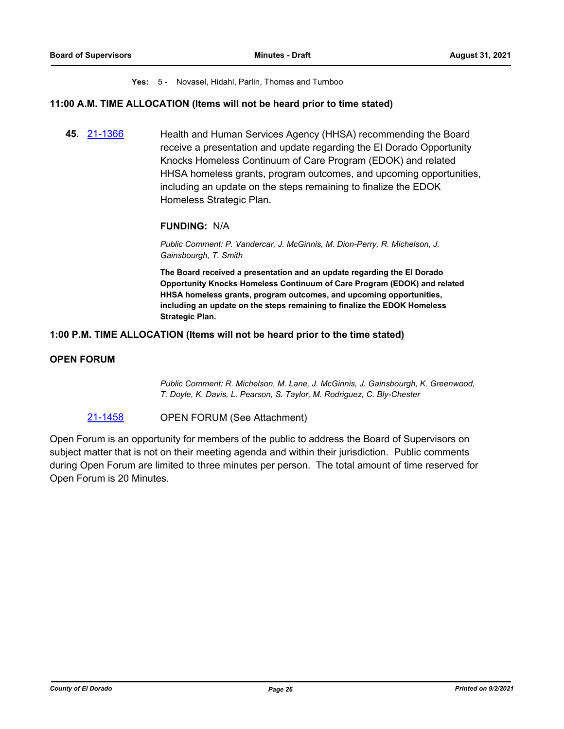**Yes:** 5 - Novasel, Hidahl, Parlin, Thomas and Turnboo

**11:00 A.M. TIME ALLOCATION (Items will not be heard prior to time stated)**

**45.** 21-1366 Health and Human Services Agency (HHSA) recommending the Board receive a presentation and update regarding the El Dorado Opportunity Knocks Homeless Continuum of Care Program (EDOK) and related HHSA homeless grants, program outcomes, and upcoming opportunities, including an update on the steps remaining to finalize the EDOK Homeless Strategic Plan.

**FUNDING:** N/A

*Public Comment: P. Vandercar, J. McGinnis, M. Dion-Perry, R. Michelson, J. Gainsbourgh, T. Smith*

**The Board received a presentation and an update regarding the El Dorado Opportunity Knocks Homeless Continuum of Care Program (EDOK) and related HHSA homeless grants, program outcomes, and upcoming opportunities, including an update on the steps remaining to finalize the EDOK Homeless Strategic Plan.**

**1:00 P.M. TIME ALLOCATION (Items will not be heard prior to the time stated)**

**OPEN FORUM**

*Public Comment: R. Michelson, M. Lane, J. McGinnis, J. Gainsbourgh, K. Greenwood, T. Doyle, K. Davis, L. Pearson, S. Taylor, M. Rodriguez, C. Bly-Chester*

21-1458 OPEN FORUM (See Attachment)

Open Forum is an opportunity for members of the public to address the Board of Supervisors on subject matter that is not on their meeting agenda and within their jurisdiction. Public comments during Open Forum are limited to three minutes per person. The total amount of time reserved for Open Forum is 20 Minutes.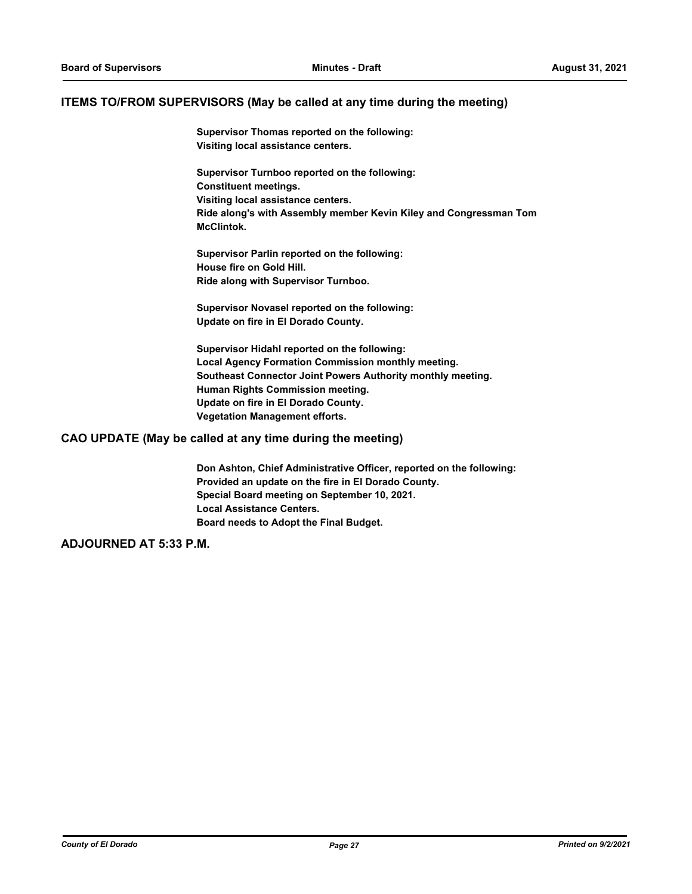## ITEMS TO/FROM SUPERVISORS (May be called at any time during the meeting)

**Supervisor Thomas reported on the following:**
**Visiting local assistance centers.**

**Supervisor Turnboo reported on the following:**
**Constituent meetings.**
**Visiting local assistance centers.**
**Ride along's with Assembly member Kevin Kiley and Congressman Tom McClintok.**

**Supervisor Parlin reported on the following:**
**House fire on Gold Hill.**
**Ride along with Supervisor Turnboo.**

**Supervisor Novasel reported on the following:**
**Update on fire in El Dorado County.**

**Supervisor Hidahl reported on the following:**
**Local Agency Formation Commission monthly meeting.**
**Southeast Connector Joint Powers Authority monthly meeting.**
**Human Rights Commission meeting.**
**Update on fire in El Dorado County.**
**Vegetation Management efforts.**

## CAO UPDATE (May be called at any time during the meeting)

**Don Ashton, Chief Administrative Officer, reported on the following:**
**Provided an update on the fire in El Dorado County.**
**Special Board meeting on September 10, 2021.**
**Local Assistance Centers.**
**Board needs to Adopt the Final Budget.**

## ADJOURNED AT 5:33 P.M.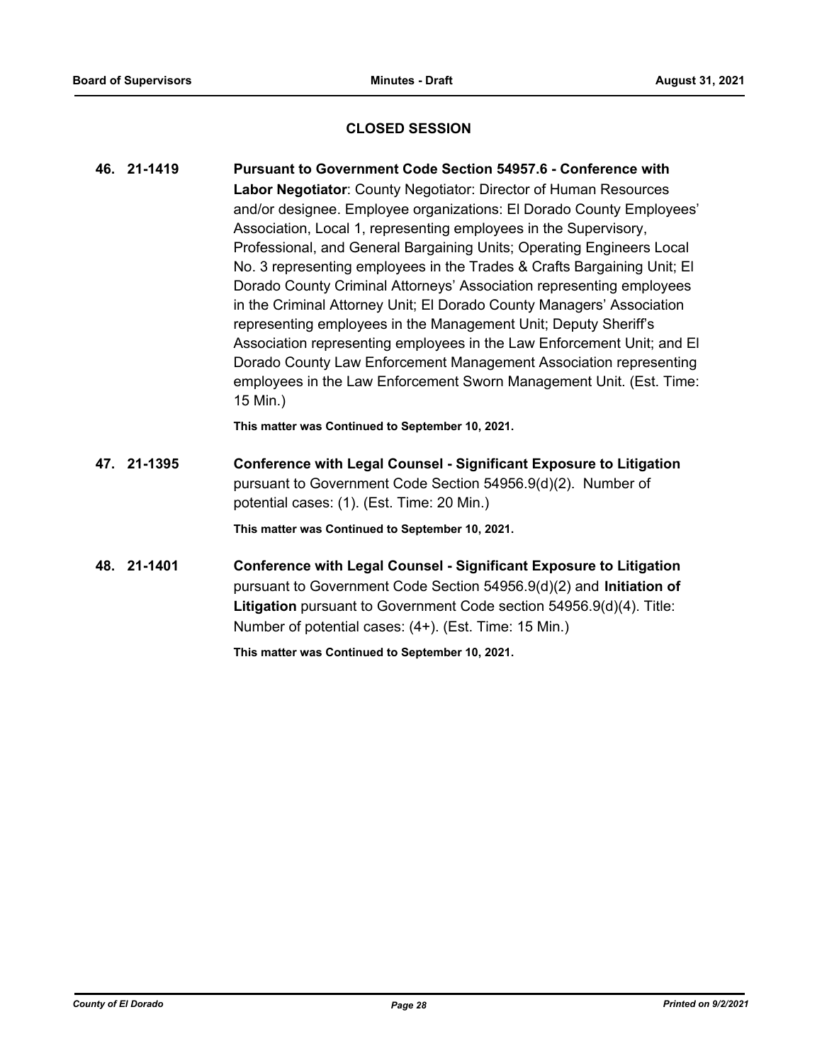## CLOSED SESSION

**46. 21-1419** **Pursuant to Government Code Section 54957.6 - Conference with Labor Negotiator**: County Negotiator: Director of Human Resources and/or designee. Employee organizations: El Dorado County Employees' Association, Local 1, representing employees in the Supervisory, Professional, and General Bargaining Units; Operating Engineers Local No. 3 representing employees in the Trades & Crafts Bargaining Unit; El Dorado County Criminal Attorneys' Association representing employees in the Criminal Attorney Unit; El Dorado County Managers' Association representing employees in the Management Unit; Deputy Sheriff's Association representing employees in the Law Enforcement Unit; and El Dorado County Law Enforcement Management Association representing employees in the Law Enforcement Sworn Management Unit. (Est. Time: 15 Min.)

**This matter was Continued to September 10, 2021.**

**47. 21-1395** **Conference with Legal Counsel - Significant Exposure to Litigation** pursuant to Government Code Section 54956.9(d)(2). Number of potential cases: (1). (Est. Time: 20 Min.)

**This matter was Continued to September 10, 2021.**

**48. 21-1401** **Conference with Legal Counsel - Significant Exposure to Litigation** pursuant to Government Code Section 54956.9(d)(2) and **Initiation of Litigation** pursuant to Government Code section 54956.9(d)(4). Title: Number of potential cases: (4+). (Est. Time: 15 Min.)

**This matter was Continued to September 10, 2021.**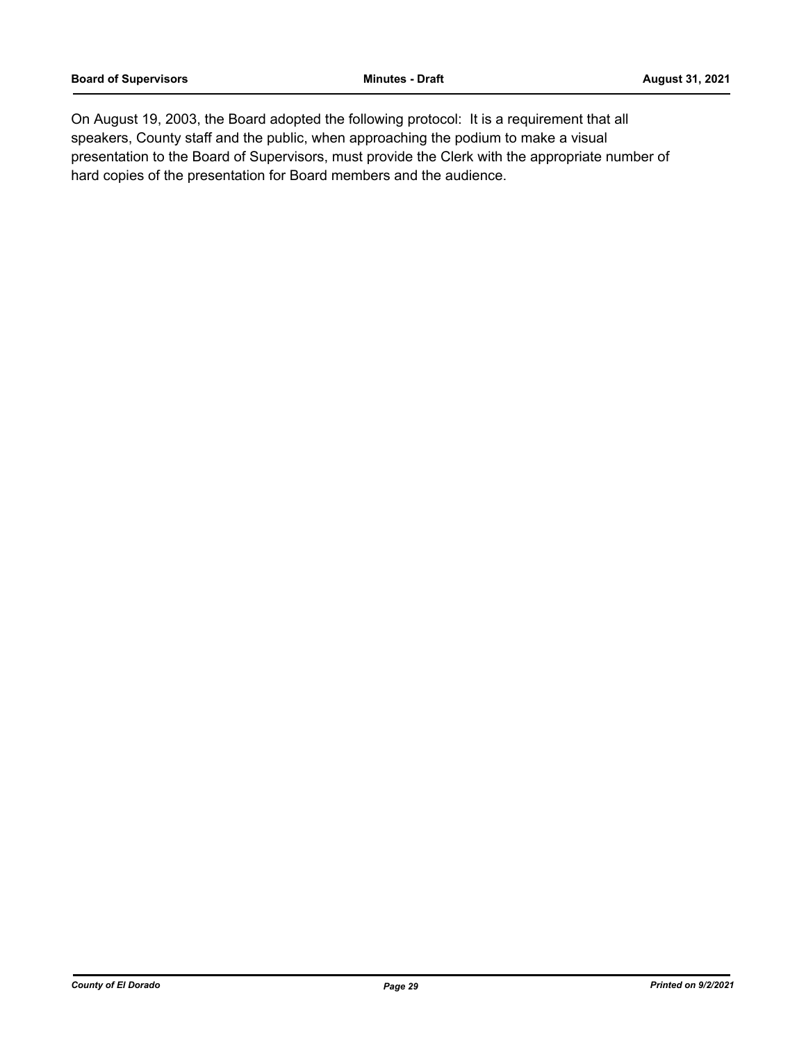On August 19, 2003, the Board adopted the following protocol: It is a requirement that all speakers, County staff and the public, when approaching the podium to make a visual presentation to the Board of Supervisors, must provide the Clerk with the appropriate number of hard copies of the presentation for Board members and the audience.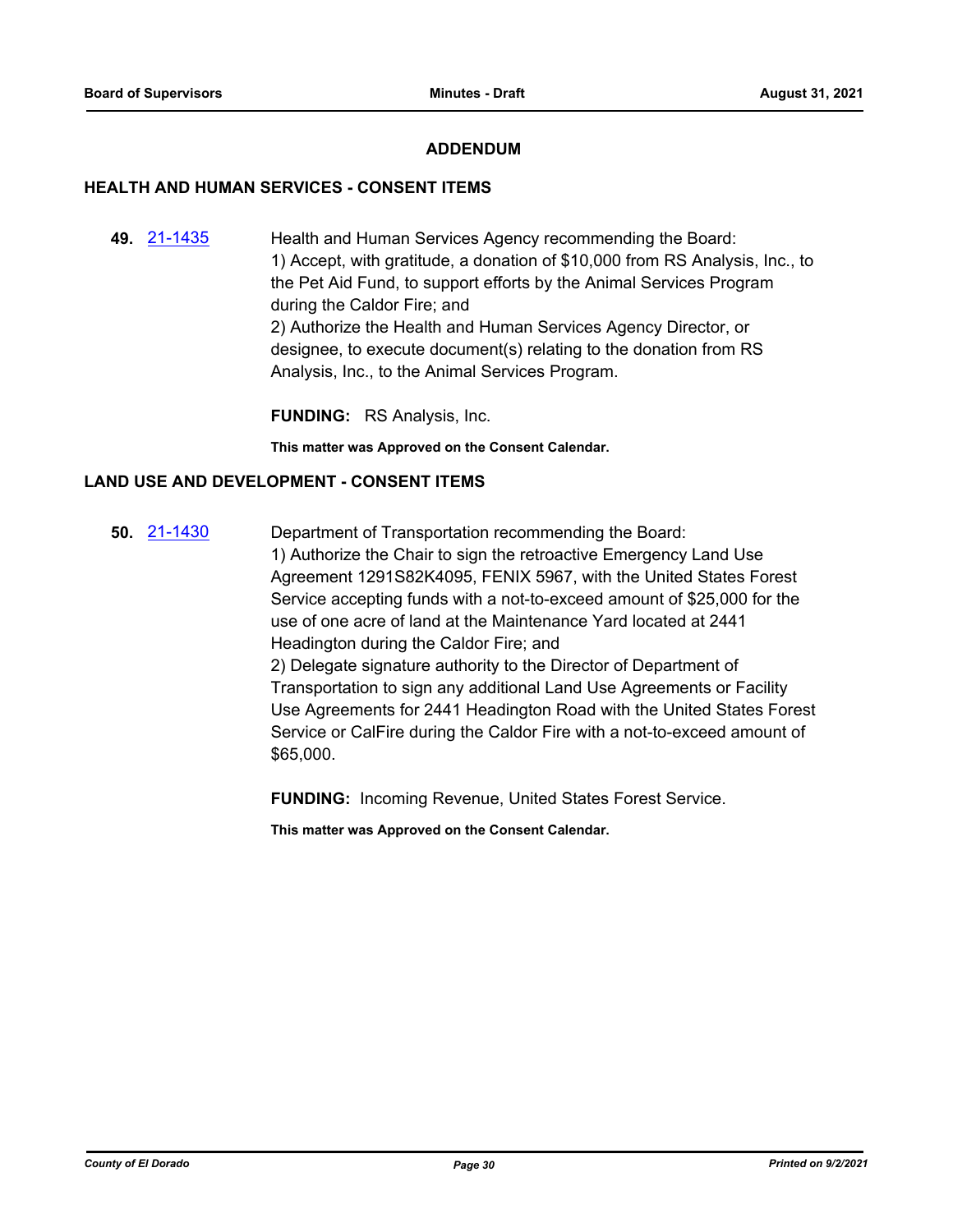## ADDENDUM

### HEALTH AND HUMAN SERVICES - CONSENT ITEMS

**49.** 21-1435

Health and Human Services Agency recommending the Board:
1) Accept, with gratitude, a donation of $10,000 from RS Analysis, Inc., to the Pet Aid Fund, to support efforts by the Animal Services Program during the Caldor Fire; and
2) Authorize the Health and Human Services Agency Director, or designee, to execute document(s) relating to the donation from RS Analysis, Inc., to the Animal Services Program.

**FUNDING:** RS Analysis, Inc.

**This matter was Approved on the Consent Calendar.**

### LAND USE AND DEVELOPMENT - CONSENT ITEMS

**50.** 21-1430

Department of Transportation recommending the Board:
1) Authorize the Chair to sign the retroactive Emergency Land Use Agreement 1291S82K4095, FENIX 5967, with the United States Forest Service accepting funds with a not-to-exceed amount of $25,000 for the use of one acre of land at the Maintenance Yard located at 2441 Headington during the Caldor Fire; and
2) Delegate signature authority to the Director of Department of Transportation to sign any additional Land Use Agreements or Facility Use Agreements for 2441 Headington Road with the United States Forest Service or CalFire during the Caldor Fire with a not-to-exceed amount of $65,000.

**FUNDING:** Incoming Revenue, United States Forest Service.

**This matter was Approved on the Consent Calendar.**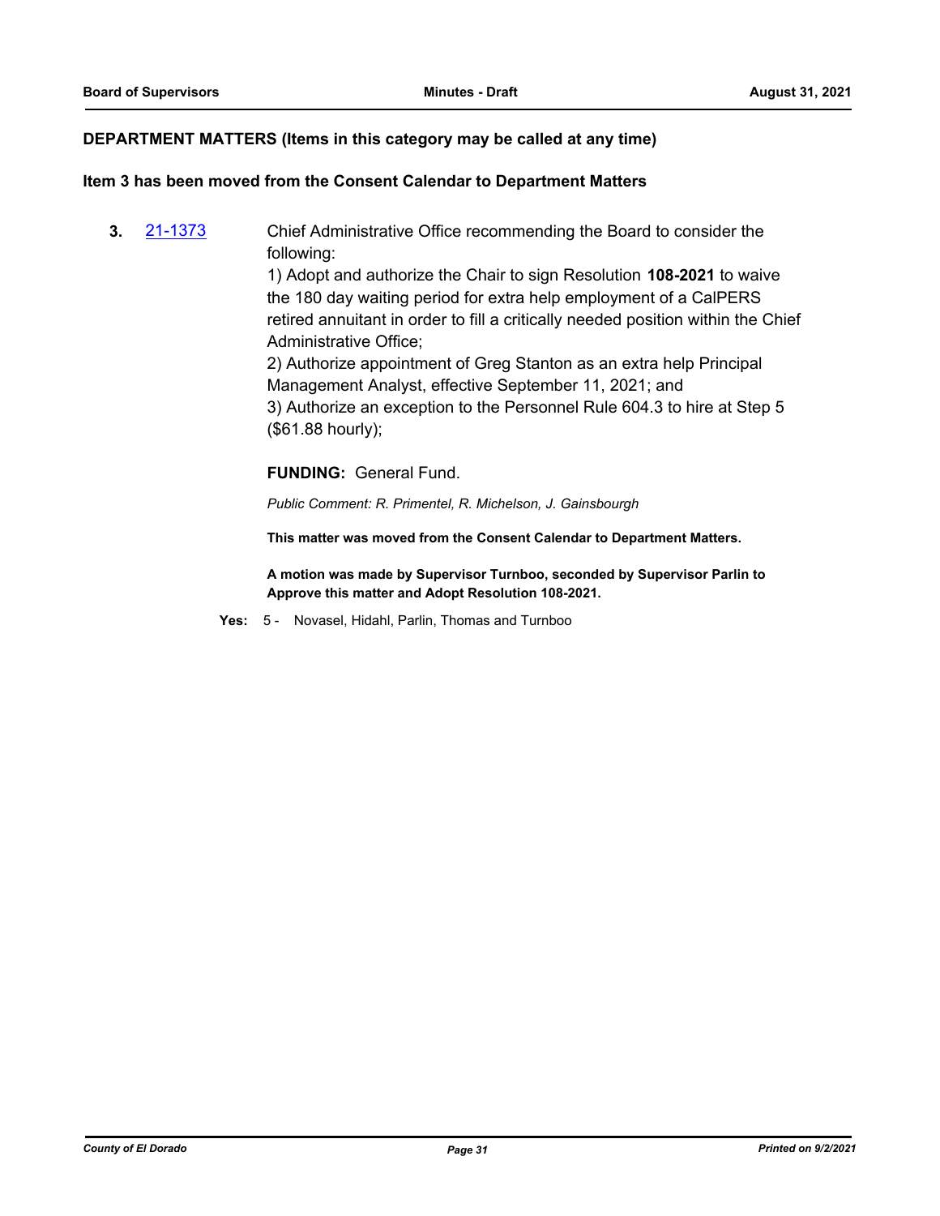**DEPARTMENT MATTERS (Items in this category may be called at any time)**

**Item 3 has been moved from the Consent Calendar to Department Matters**

**3.** [21-1373](21-1373)

Chief Administrative Office recommending the Board to consider the following:

1) Adopt and authorize the Chair to sign Resolution **108-2021** to waive the 180 day waiting period for extra help employment of a CalPERS retired annuitant in order to fill a critically needed position within the Chief Administrative Office;

2) Authorize appointment of Greg Stanton as an extra help Principal Management Analyst, effective September 11, 2021; and

3) Authorize an exception to the Personnel Rule 604.3 to hire at Step 5 ($61.88 hourly);

**FUNDING:** General Fund.

*Public Comment: R. Primentel, R. Michelson, J. Gainsbourgh*

**This matter was moved from the Consent Calendar to Department Matters.**

**A motion was made by Supervisor Turnboo, seconded by Supervisor Parlin to Approve this matter and Adopt Resolution 108-2021.**

**Yes:** 5 - Novasel, Hidahl, Parlin, Thomas and Turnboo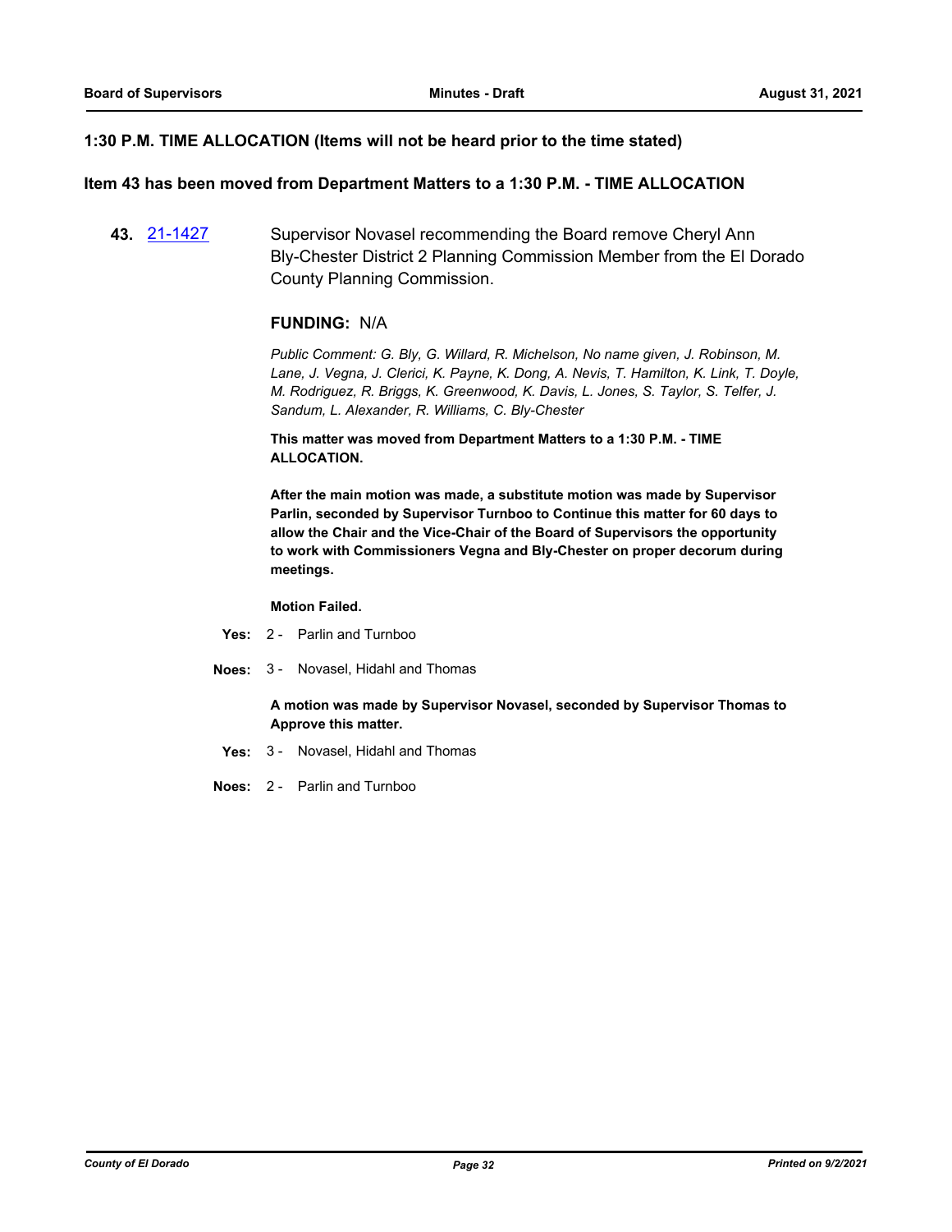### 1:30 P.M. TIME ALLOCATION (Items will not be heard prior to the time stated)

### Item 43 has been moved from Department Matters to a 1:30 P.M. - TIME ALLOCATION

**43.** 21-1427 Supervisor Novasel recommending the Board remove Cheryl Ann Bly-Chester District 2 Planning Commission Member from the El Dorado County Planning Commission.

**FUNDING:** N/A

*Public Comment: G. Bly, G. Willard, R. Michelson, No name given, J. Robinson, M. Lane, J. Vegna, J. Clerici, K. Payne, K. Dong, A. Nevis, T. Hamilton, K. Link, T. Doyle, M. Rodriguez, R. Briggs, K. Greenwood, K. Davis, L. Jones, S. Taylor, S. Telfer, J. Sandum, L. Alexander, R. Williams, C. Bly-Chester*

**This matter was moved from Department Matters to a 1:30 P.M. - TIME ALLOCATION.**

**After the main motion was made, a substitute motion was made by Supervisor Parlin, seconded by Supervisor Turnboo to Continue this matter for 60 days to allow the Chair and the Vice-Chair of the Board of Supervisors the opportunity to work with Commissioners Vegna and Bly-Chester on proper decorum during meetings.**

**Motion Failed.**

**Yes:** 2 - Parlin and Turnboo

**Noes:** 3 - Novasel, Hidahl and Thomas

**A motion was made by Supervisor Novasel, seconded by Supervisor Thomas to Approve this matter.**

**Yes:** 3 - Novasel, Hidahl and Thomas

**Noes:** 2 - Parlin and Turnboo